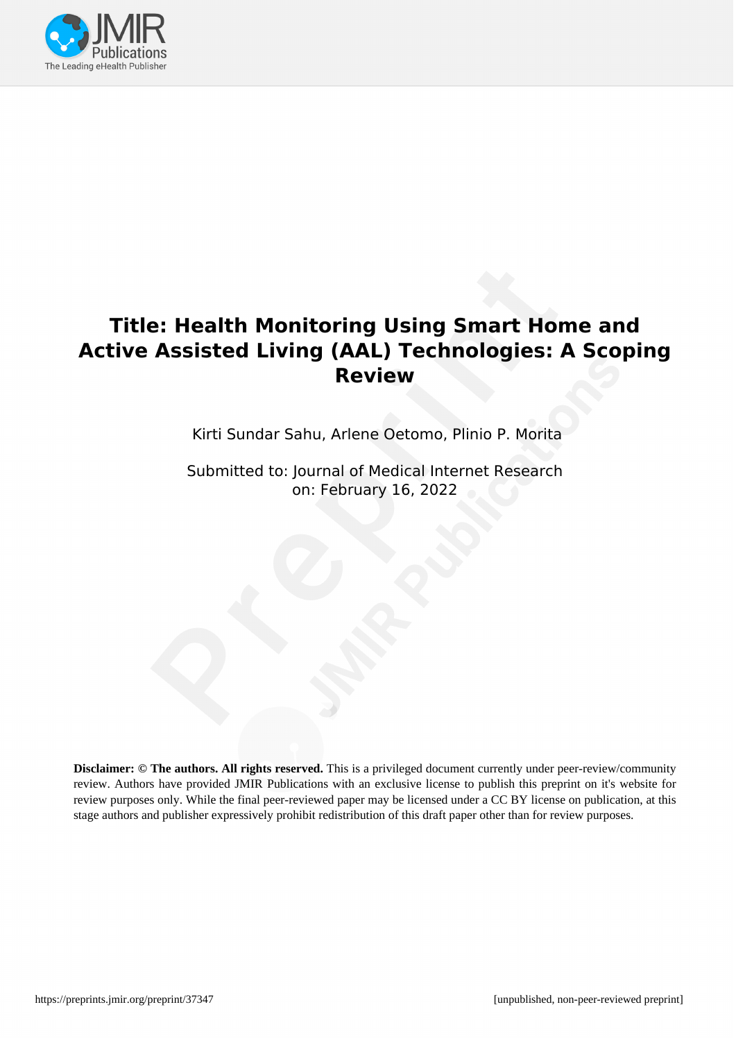# Title: Health Monitoring Using Smart Home and Active Assisted Living (AAL) Technologies: A Scoping Review

Kirti Sundar Sahu, Arlene Oetomo, Plinio P. Morita

Submitted to: Journal of Medical Internet Research
on: February 16, 2022

**Disclaimer: © The authors. All rights reserved.** This is a privileged document currently under peer-review/community review. Authors have provided JMIR Publications with an exclusive license to publish this preprint on it's website for review purposes only. While the final peer-reviewed paper may be licensed under a CC BY license on publication, at this stage authors and publisher expressively prohibit redistribution of this draft paper other than for review purposes.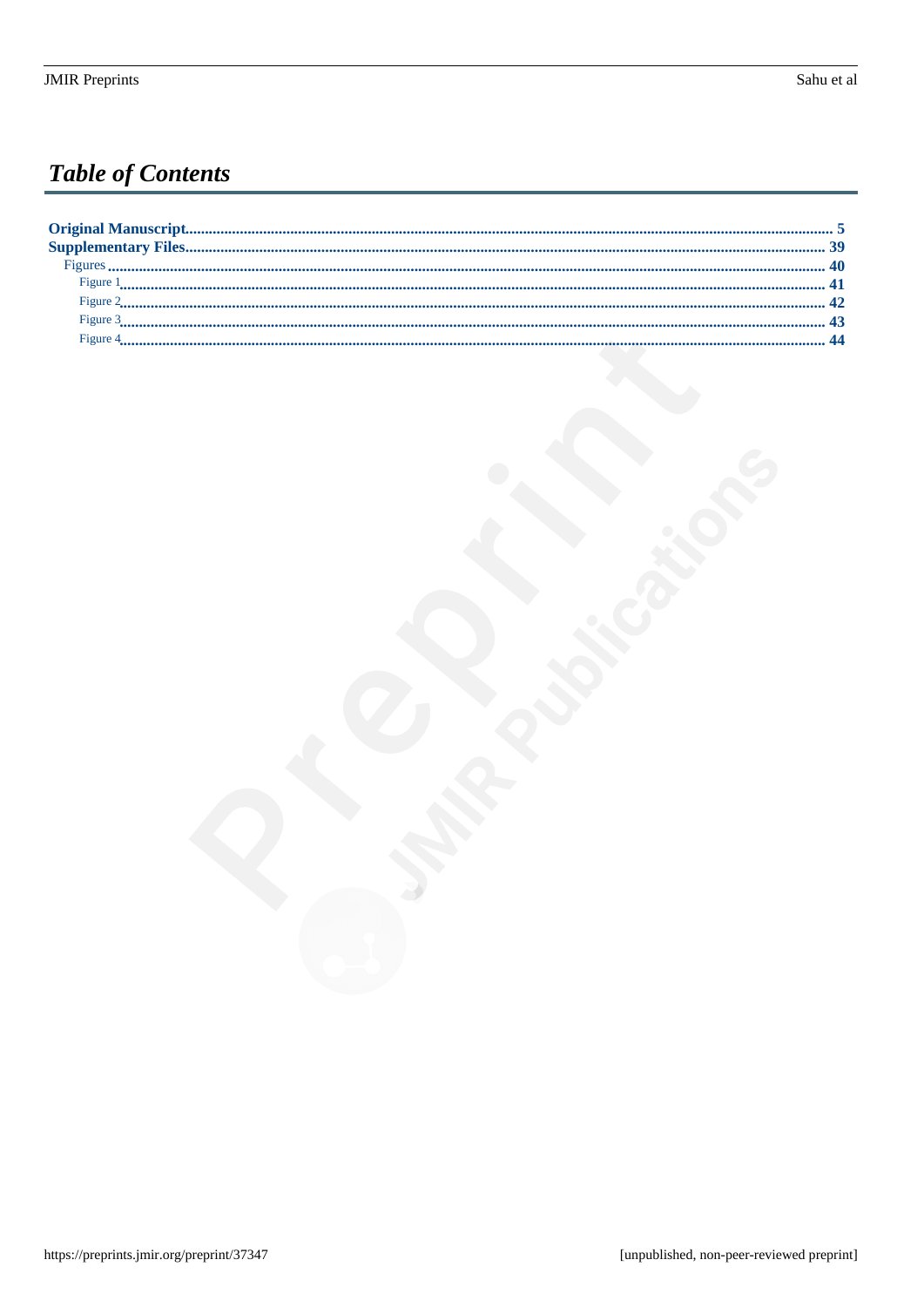# *Table of Contents*

- **Original Manuscript** ........ **5**
- **Supplementary Files** ........ **39**
  - Figures ........ **40**
    - Figure 1 ........ **41**
    - Figure 2 ........ **42**
    - Figure 3 ........ **43**
    - Figure 4 ........ **44**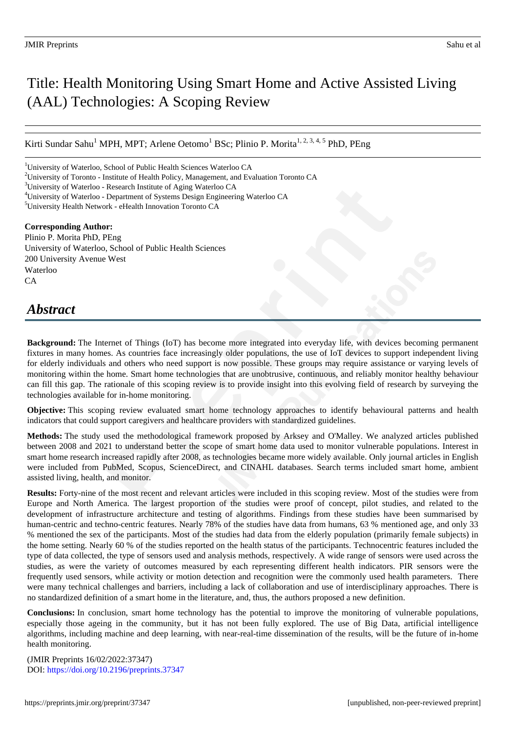# Title: Health Monitoring Using Smart Home and Active Assisted Living (AAL) Technologies: A Scoping Review

Kirti Sundar Sahu[1] MPH, MPT; Arlene Oetomo[1] BSc; Plinio P. Morita[1, 2, 3, 4, 5] PhD, PEng

[1]University of Waterloo, School of Public Health Sciences Waterloo CA
[2]University of Toronto - Institute of Health Policy, Management, and Evaluation Toronto CA
[3]University of Waterloo - Research Institute of Aging Waterloo CA
[4]University of Waterloo - Department of Systems Design Engineering Waterloo CA
[5]University Health Network - eHealth Innovation Toronto CA

**Corresponding Author:**
Plinio P. Morita PhD, PEng
University of Waterloo, School of Public Health Sciences
200 University Avenue West
Waterloo
CA

## *Abstract*

**Background:** The Internet of Things (IoT) has become more integrated into everyday life, with devices becoming permanent fixtures in many homes. As countries face increasingly older populations, the use of IoT devices to support independent living for elderly individuals and others who need support is now possible. These groups may require assistance or varying levels of monitoring within the home. Smart home technologies that are unobtrusive, continuous, and reliably monitor healthy behaviour can fill this gap. The rationale of this scoping review is to provide insight into this evolving field of research by surveying the technologies available for in-home monitoring.

**Objective:** This scoping review evaluated smart home technology approaches to identify behavioural patterns and health indicators that could support caregivers and healthcare providers with standardized guidelines.

**Methods:** The study used the methodological framework proposed by Arksey and O'Malley. We analyzed articles published between 2008 and 2021 to understand better the scope of smart home data used to monitor vulnerable populations. Interest in smart home research increased rapidly after 2008, as technologies became more widely available. Only journal articles in English were included from PubMed, Scopus, ScienceDirect, and CINAHL databases. Search terms included smart home, ambient assisted living, health, and monitor.

**Results:** Forty-nine of the most recent and relevant articles were included in this scoping review. Most of the studies were from Europe and North America. The largest proportion of the studies were proof of concept, pilot studies, and related to the development of infrastructure architecture and testing of algorithms. Findings from these studies have been summarised by human-centric and techno-centric features. Nearly 78% of the studies have data from humans, 63 % mentioned age, and only 33 % mentioned the sex of the participants. Most of the studies had data from the elderly population (primarily female subjects) in the home setting. Nearly 60 % of the studies reported on the health status of the participants. Technocentric features included the type of data collected, the type of sensors used and analysis methods, respectively. A wide range of sensors were used across the studies, as were the variety of outcomes measured by each representing different health indicators. PIR sensors were the frequently used sensors, while activity or motion detection and recognition were the commonly used health parameters. There were many technical challenges and barriers, including a lack of collaboration and use of interdisciplinary approaches. There is no standardized definition of a smart home in the literature, and, thus, the authors proposed a new definition.

**Conclusions:** In conclusion, smart home technology has the potential to improve the monitoring of vulnerable populations, especially those ageing in the community, but it has not been fully explored. The use of Big Data, artificial intelligence algorithms, including machine and deep learning, with near-real-time dissemination of the results, will be the future of in-home health monitoring.

(JMIR Preprints 16/02/2022:37347)
DOI: https://doi.org/10.2196/preprints.37347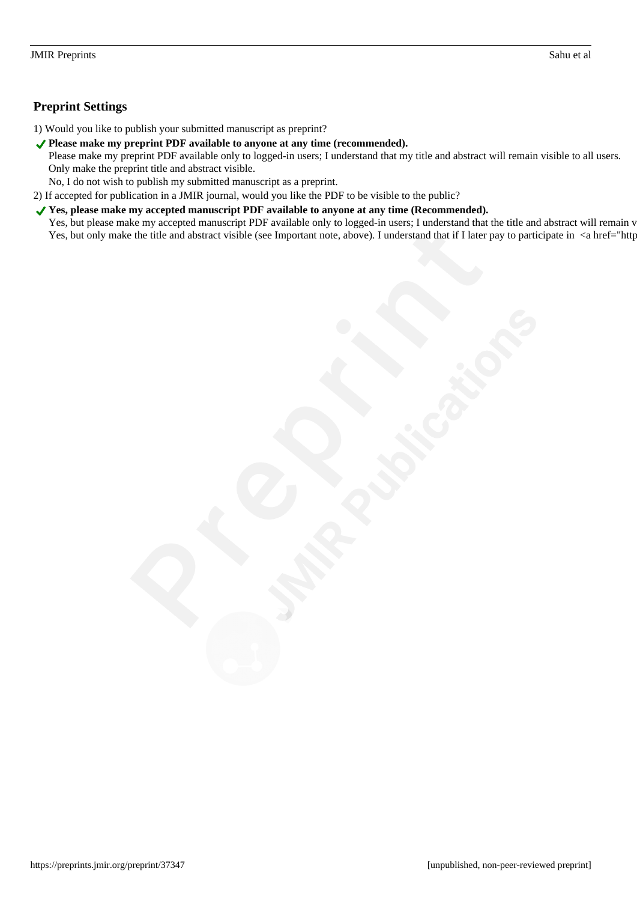## Preprint Settings

1) Would you like to publish your submitted manuscript as preprint?

✔ **Please make my preprint PDF available to anyone at any time (recommended).**

Please make my preprint PDF available only to logged-in users; I understand that my title and abstract will remain visible to all users.

Only make the preprint title and abstract visible.

No, I do not wish to publish my submitted manuscript as a preprint.

2) If accepted for publication in a JMIR journal, would you like the PDF to be visible to the public?

✔ **Yes, please make my accepted manuscript PDF available to anyone at any time (Recommended).**

Yes, but please make my accepted manuscript PDF available only to logged-in users; I understand that the title and abstract will remain v

Yes, but only make the title and abstract visible (see Important note, above). I understand that if I later pay to participate in <a href="http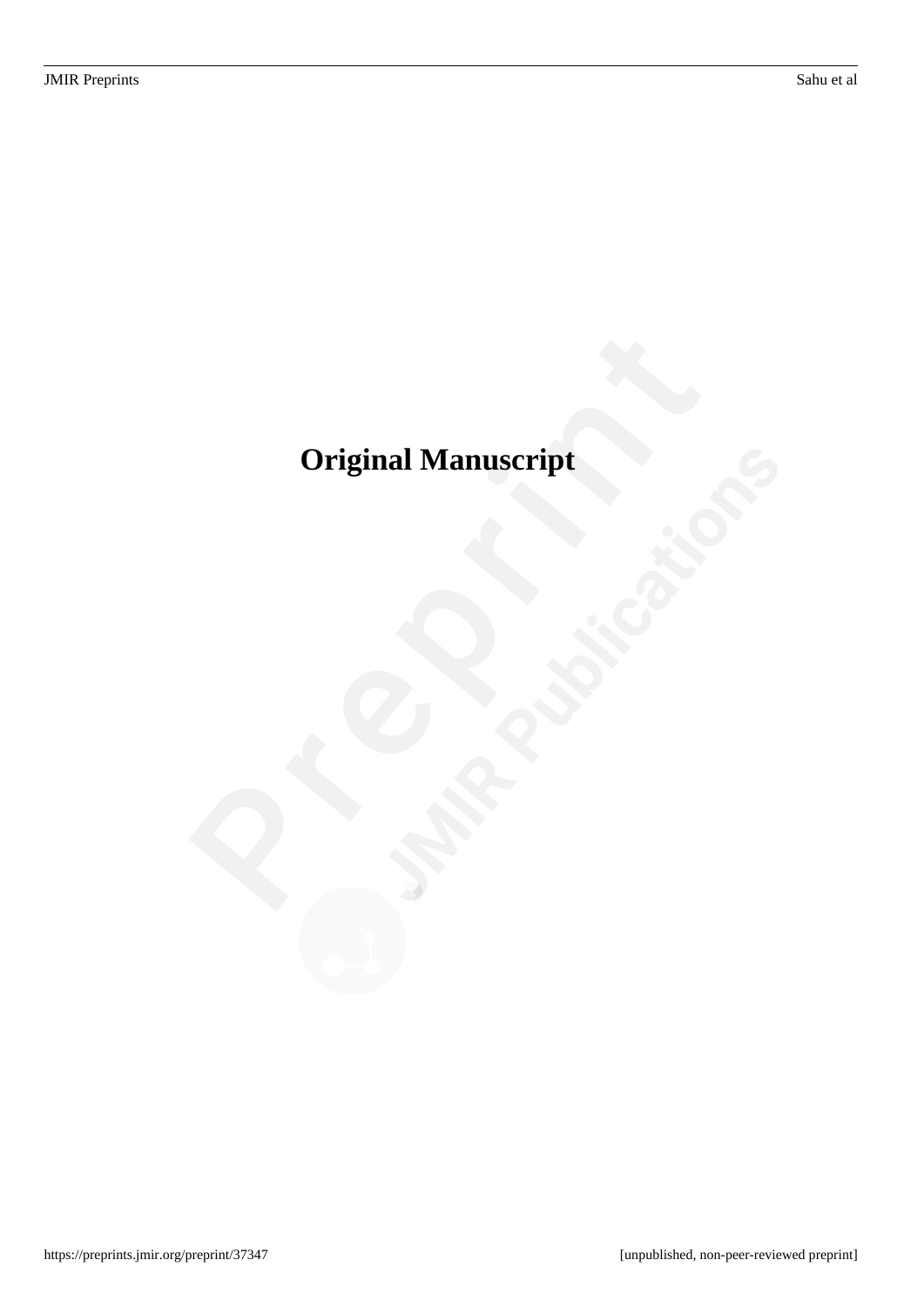# Original Manuscript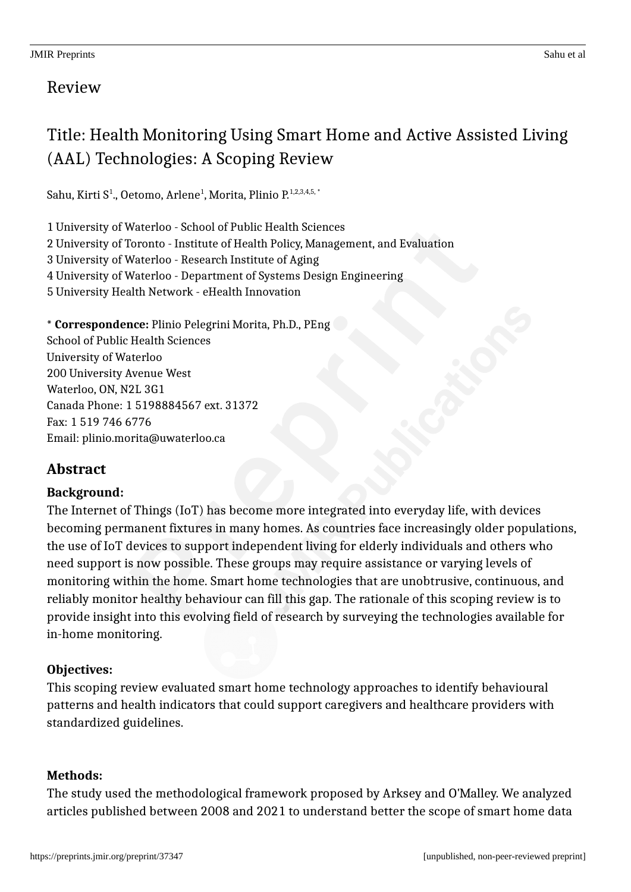## Review

# Title: Health Monitoring Using Smart Home and Active Assisted Living (AAL) Technologies: A Scoping Review

Sahu, Kirti S[1]., Oetomo, Arlene[1], Morita, Plinio P.[1,2,3,4,5,*]

1 University of Waterloo - School of Public Health Sciences
2 University of Toronto - Institute of Health Policy, Management, and Evaluation
3 University of Waterloo - Research Institute of Aging
4 University of Waterloo - Department of Systems Design Engineering
5 University Health Network - eHealth Innovation

\* **Correspondence:** Plinio Pelegrini Morita, Ph.D., PEng
School of Public Health Sciences
University of Waterloo
200 University Avenue West
Waterloo, ON, N2L 3G1
Canada Phone: 1 5198884567 ext. 31372
Fax: 1 519 746 6776
Email: plinio.morita@uwaterloo.ca

## Abstract

### Background:

The Internet of Things (IoT) has become more integrated into everyday life, with devices becoming permanent fixtures in many homes. As countries face increasingly older populations, the use of IoT devices to support independent living for elderly individuals and others who need support is now possible. These groups may require assistance or varying levels of monitoring within the home. Smart home technologies that are unobtrusive, continuous, and reliably monitor healthy behaviour can fill this gap. The rationale of this scoping review is to provide insight into this evolving field of research by surveying the technologies available for in-home monitoring.

### Objectives:

This scoping review evaluated smart home technology approaches to identify behavioural patterns and health indicators that could support caregivers and healthcare providers with standardized guidelines.

### Methods:

The study used the methodological framework proposed by Arksey and O'Malley. We analyzed articles published between 2008 and 2021 to understand better the scope of smart home data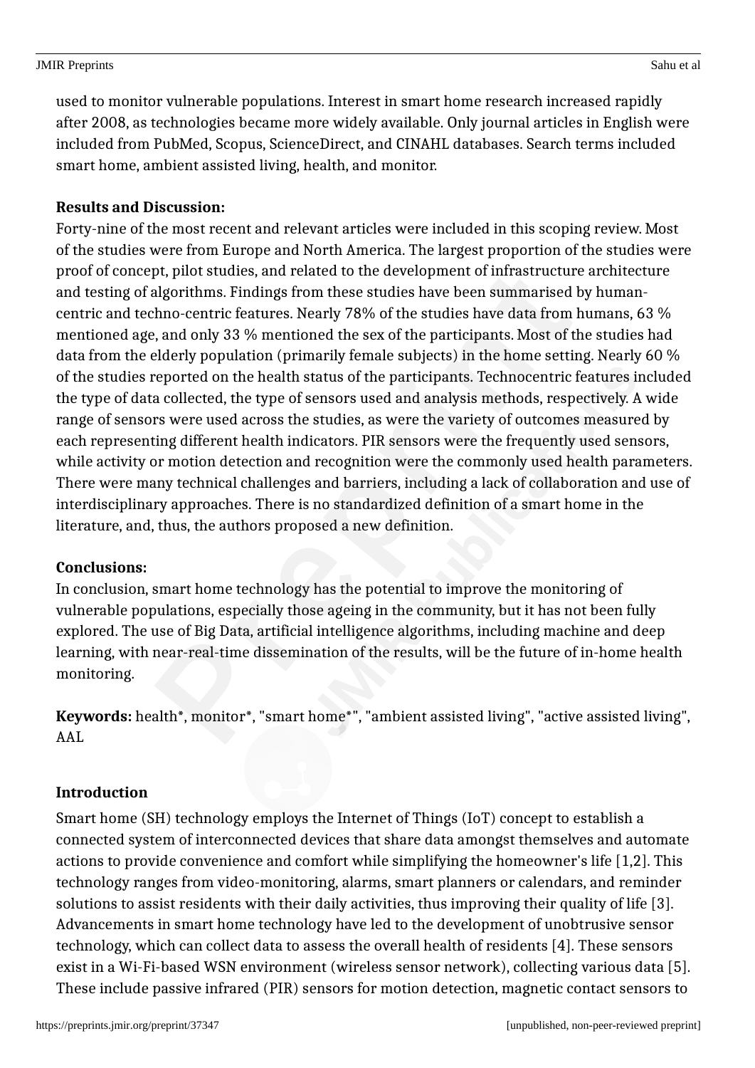used to monitor vulnerable populations. Interest in smart home research increased rapidly after 2008, as technologies became more widely available. Only journal articles in English were included from PubMed, Scopus, ScienceDirect, and CINAHL databases. Search terms included smart home, ambient assisted living, health, and monitor.

**Results and Discussion:**

Forty-nine of the most recent and relevant articles were included in this scoping review. Most of the studies were from Europe and North America. The largest proportion of the studies were proof of concept, pilot studies, and related to the development of infrastructure architecture and testing of algorithms. Findings from these studies have been summarised by human-centric and techno-centric features. Nearly 78% of the studies have data from humans, 63 % mentioned age, and only 33 % mentioned the sex of the participants. Most of the studies had data from the elderly population (primarily female subjects) in the home setting. Nearly 60 % of the studies reported on the health status of the participants. Technocentric features included the type of data collected, the type of sensors used and analysis methods, respectively. A wide range of sensors were used across the studies, as were the variety of outcomes measured by each representing different health indicators. PIR sensors were the frequently used sensors, while activity or motion detection and recognition were the commonly used health parameters. There were many technical challenges and barriers, including a lack of collaboration and use of interdisciplinary approaches. There is no standardized definition of a smart home in the literature, and, thus, the authors proposed a new definition.

**Conclusions:**

In conclusion, smart home technology has the potential to improve the monitoring of vulnerable populations, especially those ageing in the community, but it has not been fully explored. The use of Big Data, artificial intelligence algorithms, including machine and deep learning, with near-real-time dissemination of the results, will be the future of in-home health monitoring.

**Keywords:** health*, monitor*, "smart home*", "ambient assisted living", "active assisted living", AAL

## Introduction

Smart home (SH) technology employs the Internet of Things (IoT) concept to establish a connected system of interconnected devices that share data amongst themselves and automate actions to provide convenience and comfort while simplifying the homeowner's life [1,2]. This technology ranges from video-monitoring, alarms, smart planners or calendars, and reminder solutions to assist residents with their daily activities, thus improving their quality of life [3]. Advancements in smart home technology have led to the development of unobtrusive sensor technology, which can collect data to assess the overall health of residents [4]. These sensors exist in a Wi-Fi-based WSN environment (wireless sensor network), collecting various data [5]. These include passive infrared (PIR) sensors for motion detection, magnetic contact sensors to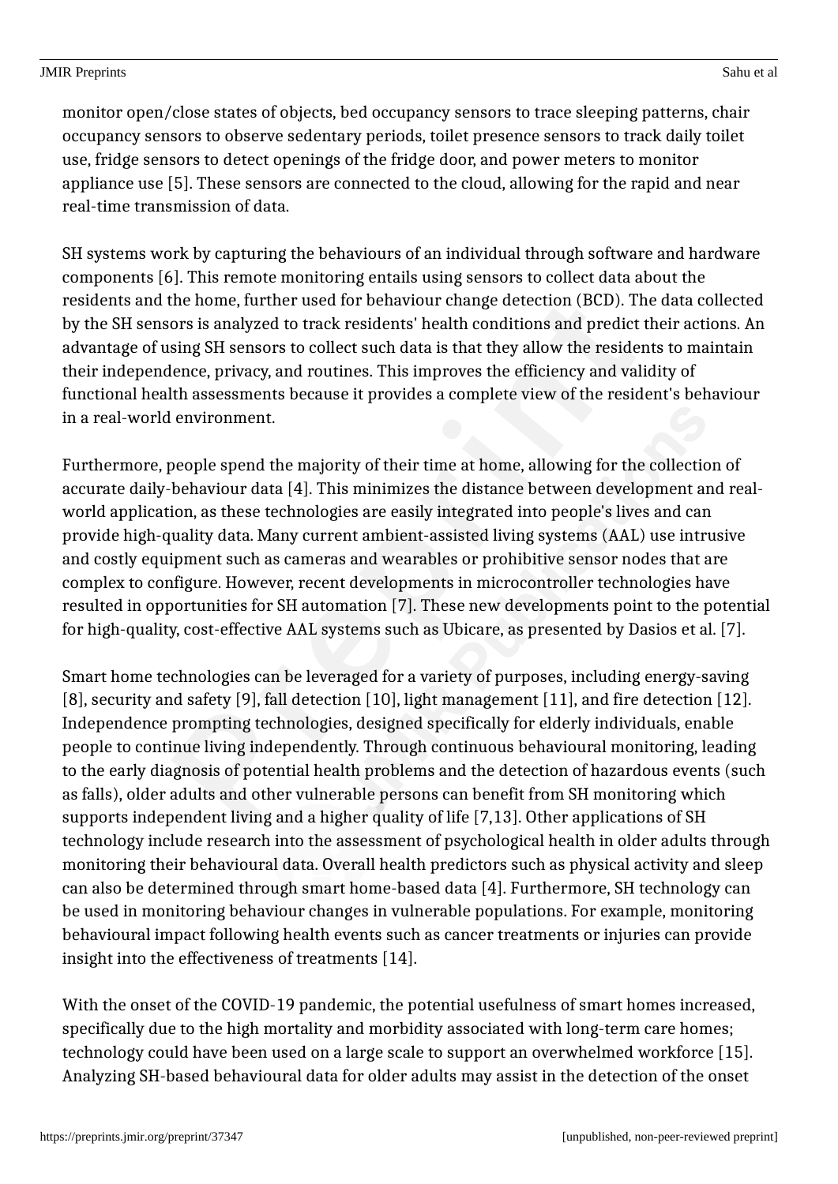monitor open/close states of objects, bed occupancy sensors to trace sleeping patterns, chair occupancy sensors to observe sedentary periods, toilet presence sensors to track daily toilet use, fridge sensors to detect openings of the fridge door, and power meters to monitor appliance use [5]. These sensors are connected to the cloud, allowing for the rapid and near real-time transmission of data.

SH systems work by capturing the behaviours of an individual through software and hardware components [6]. This remote monitoring entails using sensors to collect data about the residents and the home, further used for behaviour change detection (BCD). The data collected by the SH sensors is analyzed to track residents' health conditions and predict their actions. An advantage of using SH sensors to collect such data is that they allow the residents to maintain their independence, privacy, and routines. This improves the efficiency and validity of functional health assessments because it provides a complete view of the resident's behaviour in a real-world environment.

Furthermore, people spend the majority of their time at home, allowing for the collection of accurate daily-behaviour data [4]. This minimizes the distance between development and real-world application, as these technologies are easily integrated into people's lives and can provide high-quality data. Many current ambient-assisted living systems (AAL) use intrusive and costly equipment such as cameras and wearables or prohibitive sensor nodes that are complex to configure. However, recent developments in microcontroller technologies have resulted in opportunities for SH automation [7]. These new developments point to the potential for high-quality, cost-effective AAL systems such as Ubicare, as presented by Dasios et al. [7].

Smart home technologies can be leveraged for a variety of purposes, including energy-saving [8], security and safety [9], fall detection [10], light management [11], and fire detection [12]. Independence prompting technologies, designed specifically for elderly individuals, enable people to continue living independently. Through continuous behavioural monitoring, leading to the early diagnosis of potential health problems and the detection of hazardous events (such as falls), older adults and other vulnerable persons can benefit from SH monitoring which supports independent living and a higher quality of life [7,13]. Other applications of SH technology include research into the assessment of psychological health in older adults through monitoring their behavioural data. Overall health predictors such as physical activity and sleep can also be determined through smart home-based data [4]. Furthermore, SH technology can be used in monitoring behaviour changes in vulnerable populations. For example, monitoring behavioural impact following health events such as cancer treatments or injuries can provide insight into the effectiveness of treatments [14].

With the onset of the COVID-19 pandemic, the potential usefulness of smart homes increased, specifically due to the high mortality and morbidity associated with long-term care homes; technology could have been used on a large scale to support an overwhelmed workforce [15]. Analyzing SH-based behavioural data for older adults may assist in the detection of the onset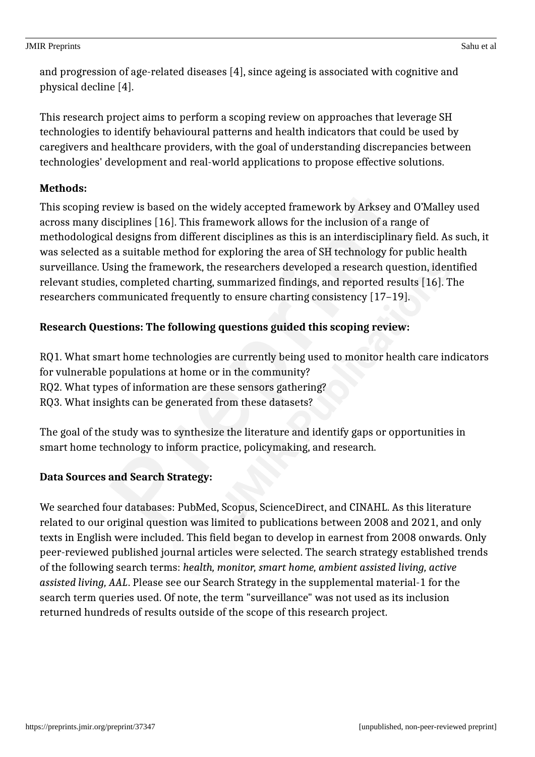and progression of age-related diseases [4], since ageing is associated with cognitive and physical decline [4].

This research project aims to perform a scoping review on approaches that leverage SH technologies to identify behavioural patterns and health indicators that could be used by caregivers and healthcare providers, with the goal of understanding discrepancies between technologies' development and real-world applications to propose effective solutions.

**Methods:**

This scoping review is based on the widely accepted framework by Arksey and O'Malley used across many disciplines [16]. This framework allows for the inclusion of a range of methodological designs from different disciplines as this is an interdisciplinary field. As such, it was selected as a suitable method for exploring the area of SH technology for public health surveillance. Using the framework, the researchers developed a research question, identified relevant studies, completed charting, summarized findings, and reported results [16]. The researchers communicated frequently to ensure charting consistency [17–19].

**Research Questions: The following questions guided this scoping review:**

RQ1. What smart home technologies are currently being used to monitor health care indicators for vulnerable populations at home or in the community?
RQ2. What types of information are these sensors gathering?
RQ3. What insights can be generated from these datasets?

The goal of the study was to synthesize the literature and identify gaps or opportunities in smart home technology to inform practice, policymaking, and research.

**Data Sources and Search Strategy:**

We searched four databases: PubMed, Scopus, ScienceDirect, and CINAHL. As this literature related to our original question was limited to publications between 2008 and 2021, and only texts in English were included. This field began to develop in earnest from 2008 onwards. Only peer-reviewed published journal articles were selected. The search strategy established trends of the following search terms: *health, monitor, smart home, ambient assisted living, active assisted living, AAL*. Please see our Search Strategy in the supplemental material-1 for the search term queries used. Of note, the term "surveillance" was not used as its inclusion returned hundreds of results outside of the scope of this research project.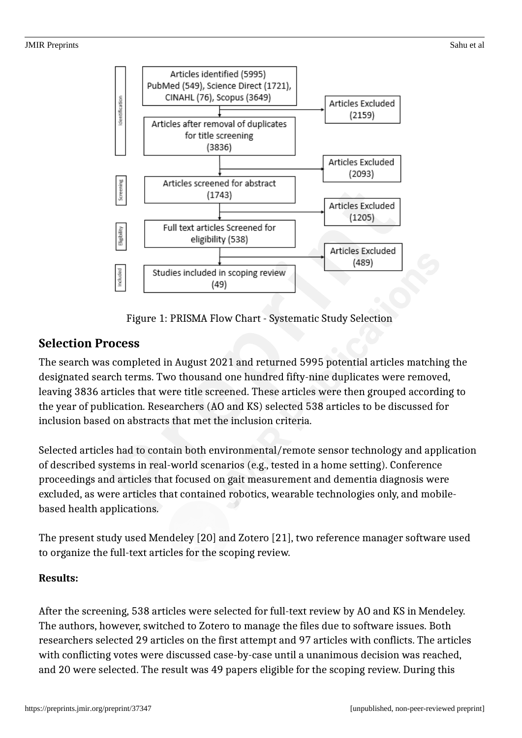Identification

Articles identified (5995)
PubMed (549), Science Direct (1721), CINAHL (76), Scopus (3649)

Articles Excluded (2159)

Articles after removal of duplicates for title screening (3836)

Articles Excluded (2093)

Screening

Articles screened for abstract (1743)

Articles Excluded (1205)

Eligibility

Full text articles Screened for eligibility (538)

Articles Excluded (489)

Included

Studies included in scoping review (49)

Figure 1: PRISMA Flow Chart - Systematic Study Selection

## Selection Process

The search was completed in August 2021 and returned 5995 potential articles matching the designated search terms. Two thousand one hundred fifty-nine duplicates were removed, leaving 3836 articles that were title screened. These articles were then grouped according to the year of publication. Researchers (AO and KS) selected 538 articles to be discussed for inclusion based on abstracts that met the inclusion criteria.

Selected articles had to contain both environmental/remote sensor technology and application of described systems in real-world scenarios (e.g., tested in a home setting). Conference proceedings and articles that focused on gait measurement and dementia diagnosis were excluded, as were articles that contained robotics, wearable technologies only, and mobile-based health applications.

The present study used Mendeley [20] and Zotero [21], two reference manager software used to organize the full-text articles for the scoping review.

**Results:**

After the screening, 538 articles were selected for full-text review by AO and KS in Mendeley. The authors, however, switched to Zotero to manage the files due to software issues. Both researchers selected 29 articles on the first attempt and 97 articles with conflicts. The articles with conflicting votes were discussed case-by-case until a unanimous decision was reached, and 20 were selected. The result was 49 papers eligible for the scoping review. During this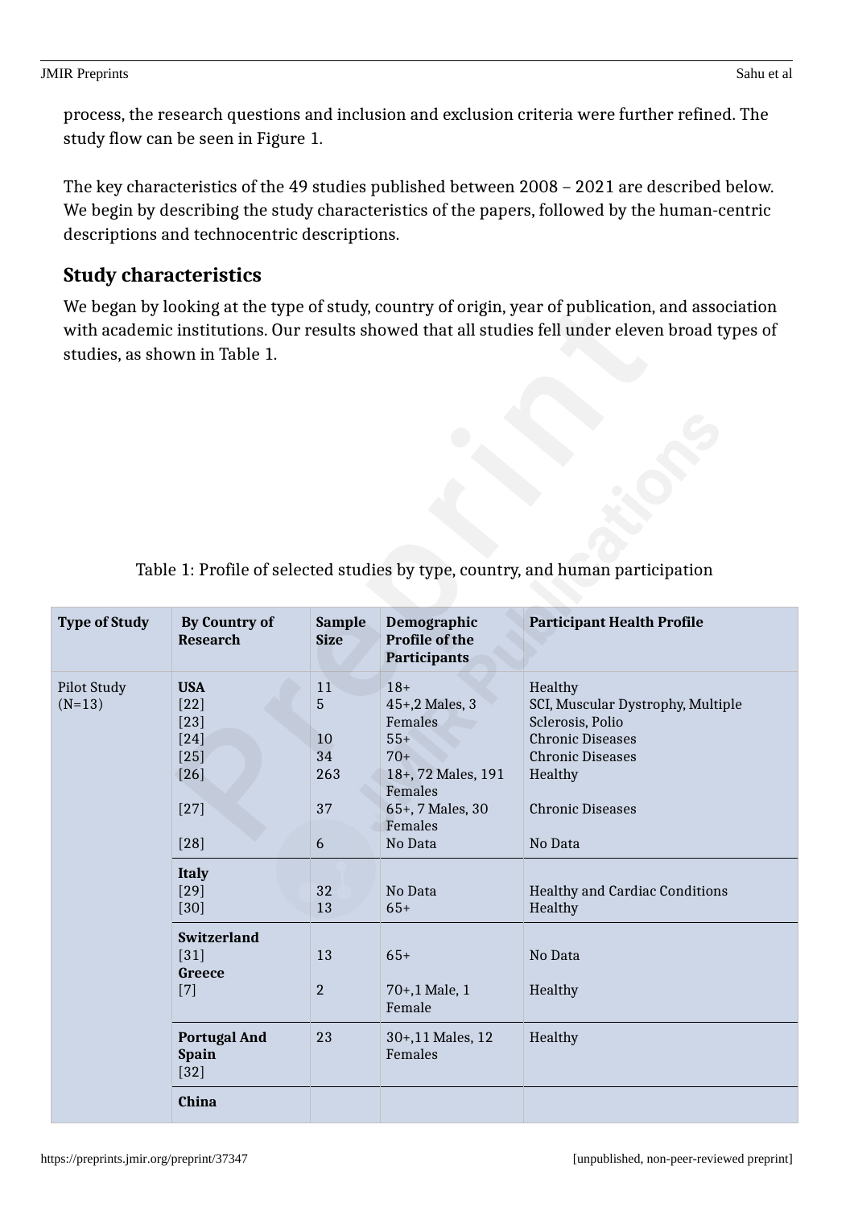process, the research questions and inclusion and exclusion criteria were further refined. The study flow can be seen in Figure 1.

The key characteristics of the 49 studies published between 2008 – 2021 are described below. We begin by describing the study characteristics of the papers, followed by the human-centric descriptions and technocentric descriptions.

## Study characteristics

We began by looking at the type of study, country of origin, year of publication, and association with academic institutions. Our results showed that all studies fell under eleven broad types of studies, as shown in Table 1.

Table 1: Profile of selected studies by type, country, and human participation

| Type of Study | By Country of Research | Sample Size | Demographic Profile of the Participants | Participant Health Profile |
|---|---|---|---|---|
| Pilot Study (N=13) | **USA** | | | |
| | [22] | 11 | 18+ | Healthy |
| | [23] | 5 | 45+,2 Males, 3 Females | SCI, Muscular Dystrophy, Multiple Sclerosis, Polio |
| | [24] | 10 | 55+ | Chronic Diseases |
| | [25] | 34 | 70+ | Chronic Diseases |
| | [26] | 263 | 18+, 72 Males, 191 Females | Healthy |
| | [27] | 37 | 65+, 7 Males, 30 Females | Chronic Diseases |
| | [28] | 6 | No Data | No Data |
| | **Italy** | | | |
| | [29] | 32 | No Data | Healthy and Cardiac Conditions |
| | [30] | 13 | 65+ | Healthy |
| | **Switzerland** | | | |
| | [31] | 13 | 65+ | No Data |
| | **Greece** | | | |
| | [7] | 2 | 70+,1 Male, 1 Female | Healthy |
| | **Portugal And Spain** [32] | 23 | 30+,11 Males, 12 Females | Healthy |
| | **China** | | | |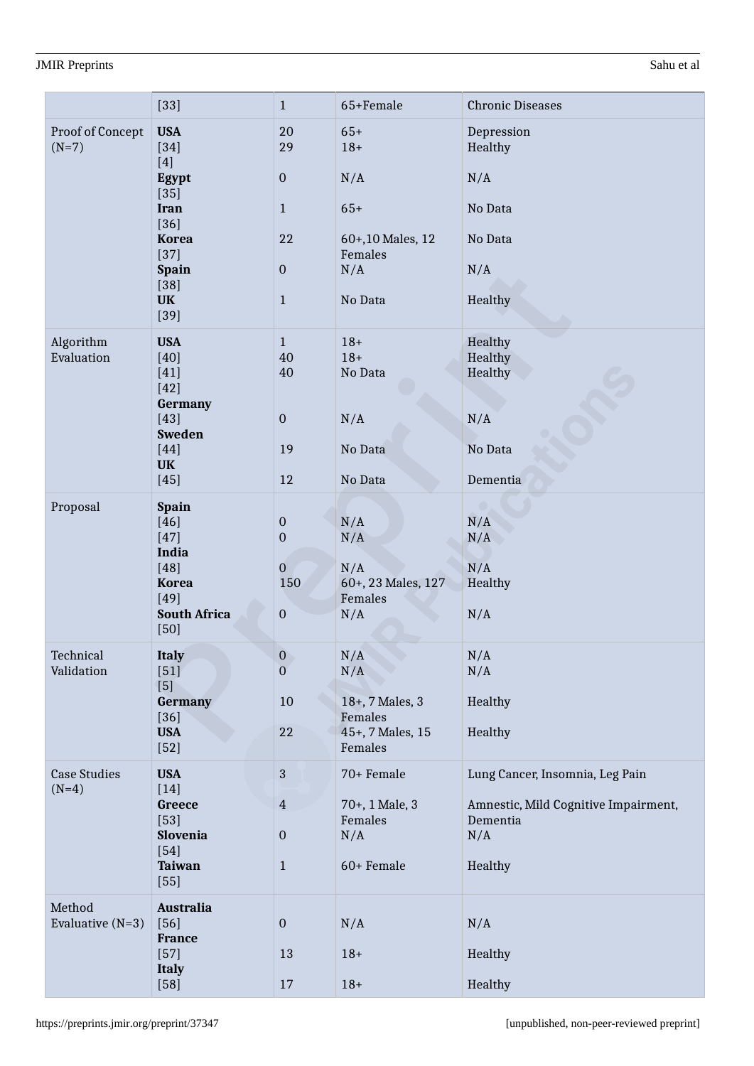| | [33] | 1 | 65+Female | Chronic Diseases |
|---|---|---|---|---|
| Proof of Concept (N=7) | **USA**<br>[34]<br>[4]<br>**Egypt**<br>[35]<br>**Iran**<br>[36]<br>**Korea**<br>[37]<br>**Spain**<br>[38]<br>**UK**<br>[39] | 20<br>29<br><br>0<br><br>1<br><br>22<br><br>0<br><br>1 | 65+<br>18+<br><br>N/A<br><br>65+<br><br>60+,10 Males, 12 Females<br>N/A<br><br>No Data | Depression<br>Healthy<br><br>N/A<br><br>No Data<br><br>No Data<br><br>N/A<br><br>Healthy |
| Algorithm Evaluation | **USA**<br>[40]<br>[41]<br>[42]<br>**Germany**<br>[43]<br>**Sweden**<br>[44]<br>**UK**<br>[45] | 1<br>40<br>40<br><br><br>0<br><br>19<br><br>12 | 18+<br>18+<br>No Data<br><br><br>N/A<br><br>No Data<br><br>No Data | Healthy<br>Healthy<br>Healthy<br><br><br>N/A<br><br>No Data<br><br>Dementia |
| Proposal | **Spain**<br>[46]<br>[47]<br>**India**<br>[48]<br>**Korea**<br>[49]<br>**South Africa**<br>[50] | <br>0<br>0<br><br>0<br>150<br><br>0 | <br>N/A<br>N/A<br><br>N/A<br>60+, 23 Males, 127 Females<br>N/A | <br>N/A<br>N/A<br><br>N/A<br>Healthy<br><br>N/A |
| Technical Validation | **Italy**<br>[51]<br>[5]<br>**Germany**<br>[36]<br>**USA**<br>[52] | 0<br>0<br><br>10<br><br>22 | N/A<br>N/A<br><br>18+, 7 Males, 3 Females<br>45+, 7 Males, 15 Females | N/A<br>N/A<br><br>Healthy<br><br>Healthy |
| Case Studies (N=4) | **USA**<br>[14]<br>**Greece**<br>[53]<br>**Slovenia**<br>[54]<br>**Taiwan**<br>[55] | 3<br><br>4<br><br>0<br><br>1 | 70+ Female<br><br>70+, 1 Male, 3 Females<br>N/A<br><br>60+ Female | Lung Cancer, Insomnia, Leg Pain<br><br>Amnestic, Mild Cognitive Impairment, Dementia<br>N/A<br><br>Healthy |
| Method Evaluative (N=3) | **Australia**<br>[56]<br>**France**<br>[57]<br>**Italy**<br>[58] | <br>0<br><br>13<br><br>17 | <br>N/A<br><br>18+<br><br>18+ | <br>N/A<br><br>Healthy<br><br>Healthy |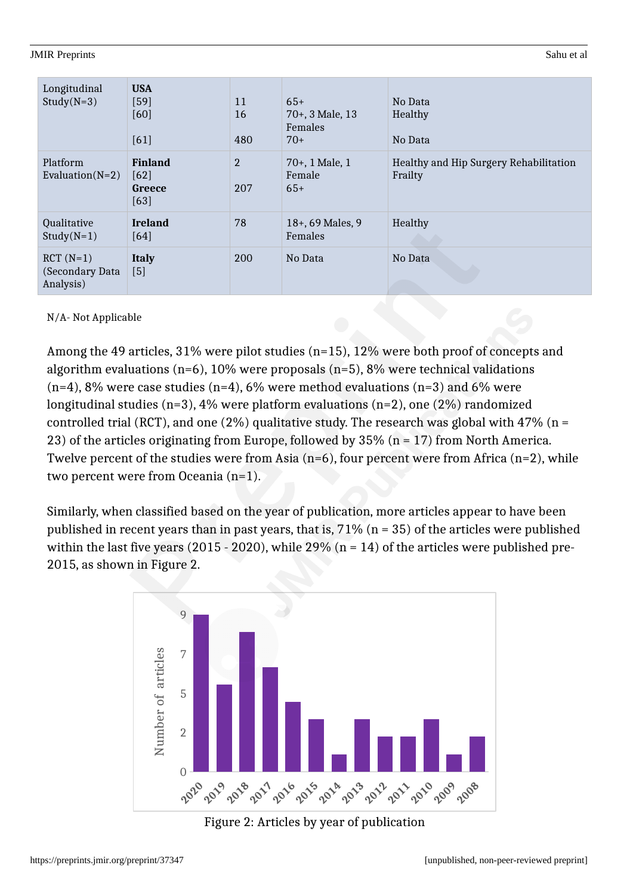| Longitudinal Study(N=3) | **USA** [59] [60] [61] | 11 16 480 | 65+ 70+, 3 Male, 13 Females 70+ | No Data Healthy No Data |
|---|---|---|---|---|
| Platform Evaluation(N=2) | **Finland** [62] **Greece** [63] | 2 207 | 70+, 1 Male, 1 Female 65+ | Healthy and Hip Surgery Rehabilitation Frailty |
| Qualitative Study(N=1) | **Ireland** [64] | 78 | 18+, 69 Males, 9 Females | Healthy |
| RCT (N=1) (Secondary Data Analysis) | **Italy** [5] | 200 | No Data | No Data |

N/A- Not Applicable

Among the 49 articles, 31% were pilot studies (n=15), 12% were both proof of concepts and algorithm evaluations (n=6), 10% were proposals (n=5), 8% were technical validations (n=4), 8% were case studies (n=4), 6% were method evaluations (n=3) and 6% were longitudinal studies (n=3), 4% were platform evaluations (n=2), one (2%) randomized controlled trial (RCT), and one (2%) qualitative study. The research was global with 47% (n = 23) of the articles originating from Europe, followed by 35% (n = 17) from North America. Twelve percent of the studies were from Asia (n=6), four percent were from Africa (n=2), while two percent were from Oceania (n=1).

Similarly, when classified based on the year of publication, more articles appear to have been published in recent years than in past years, that is, 71% (n = 35) of the articles were published within the last five years (2015 - 2020), while 29% (n = 14) of the articles were published pre-2015, as shown in Figure 2.

Figure 2: Articles by year of publication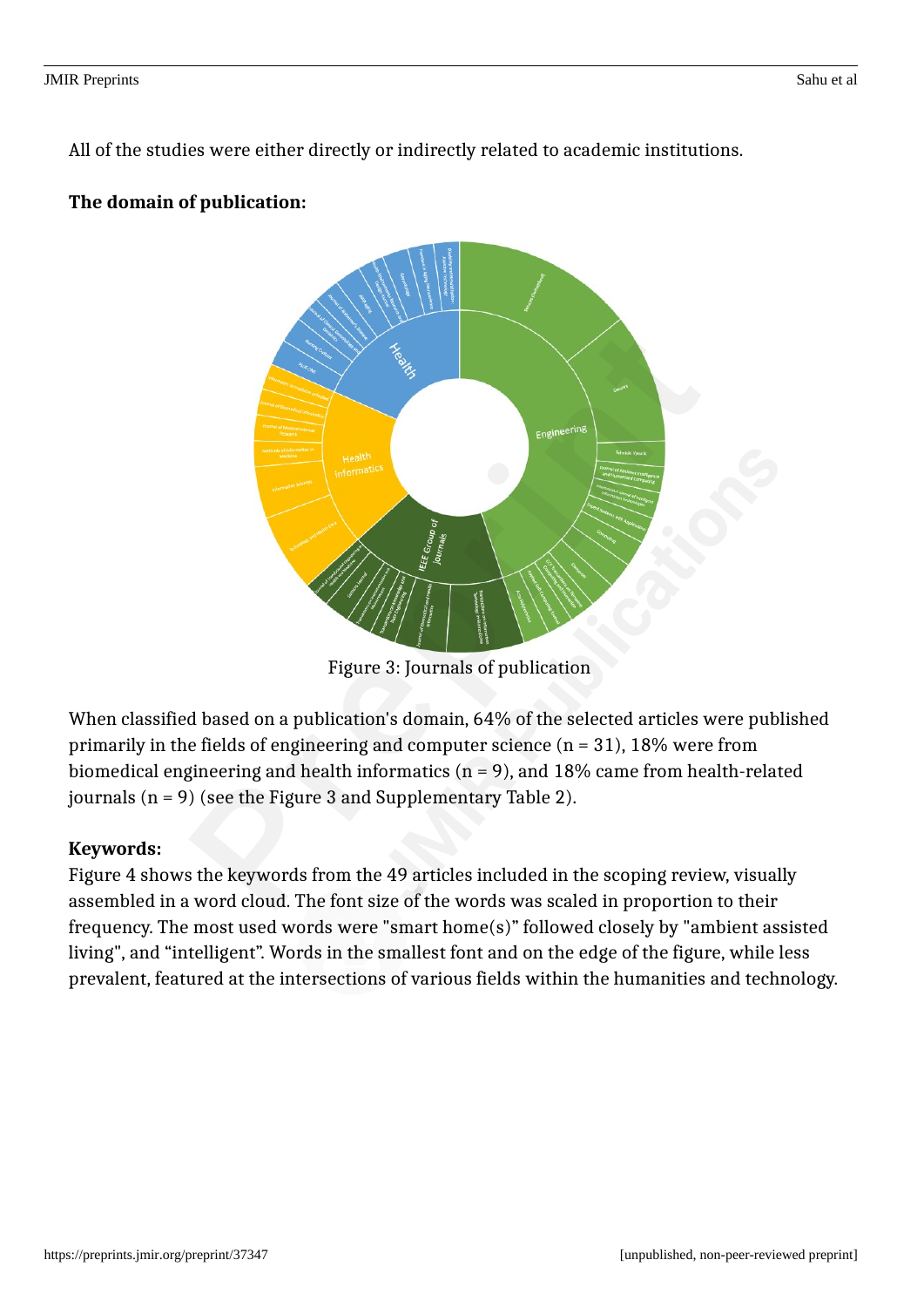All of the studies were either directly or indirectly related to academic institutions.

**The domain of publication:**

Figure 3: Journals of publication

When classified based on a publication's domain, 64% of the selected articles were published primarily in the fields of engineering and computer science (n = 31), 18% were from biomedical engineering and health informatics (n = 9), and 18% came from health-related journals (n = 9) (see the Figure 3 and Supplementary Table 2).

**Keywords:**

Figure 4 shows the keywords from the 49 articles included in the scoping review, visually assembled in a word cloud. The font size of the words was scaled in proportion to their frequency. The most used words were "smart home(s)" followed closely by "ambient assisted living", and "intelligent". Words in the smallest font and on the edge of the figure, while less prevalent, featured at the intersections of various fields within the humanities and technology.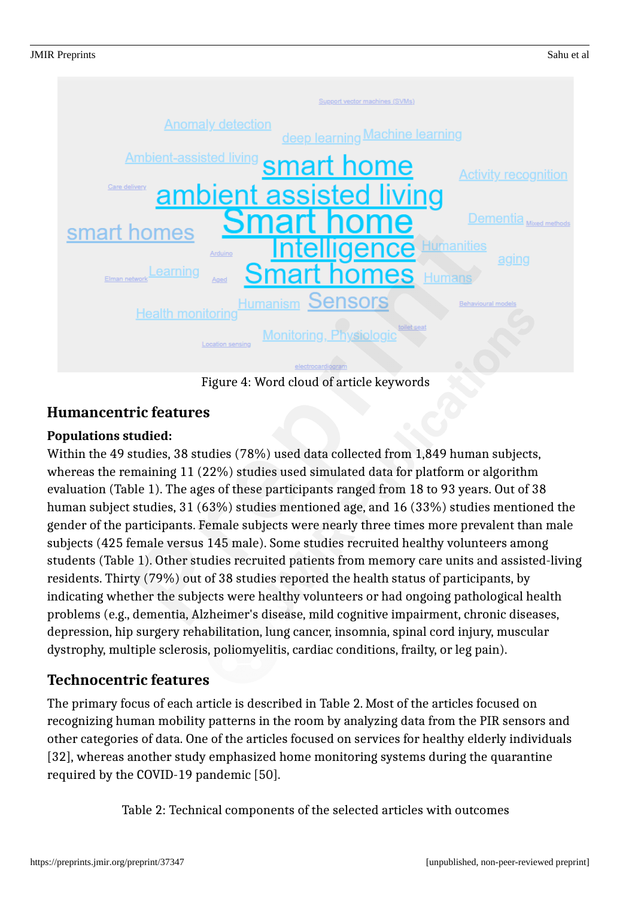Figure 4: Word cloud of article keywords

## Humancentric features

**Populations studied:**

Within the 49 studies, 38 studies (78%) used data collected from 1,849 human subjects, whereas the remaining 11 (22%) studies used simulated data for platform or algorithm evaluation (Table 1). The ages of these participants ranged from 18 to 93 years. Out of 38 human subject studies, 31 (63%) studies mentioned age, and 16 (33%) studies mentioned the gender of the participants. Female subjects were nearly three times more prevalent than male subjects (425 female versus 145 male). Some studies recruited healthy volunteers among students (Table 1). Other studies recruited patients from memory care units and assisted-living residents. Thirty (79%) out of 38 studies reported the health status of participants, by indicating whether the subjects were healthy volunteers or had ongoing pathological health problems (e.g., dementia, Alzheimer's disease, mild cognitive impairment, chronic diseases, depression, hip surgery rehabilitation, lung cancer, insomnia, spinal cord injury, muscular dystrophy, multiple sclerosis, poliomyelitis, cardiac conditions, frailty, or leg pain).

## Technocentric features

The primary focus of each article is described in Table 2. Most of the articles focused on recognizing human mobility patterns in the room by analyzing data from the PIR sensors and other categories of data. One of the articles focused on services for healthy elderly individuals [32], whereas another study emphasized home monitoring systems during the quarantine required by the COVID-19 pandemic [50].

Table 2: Technical components of the selected articles with outcomes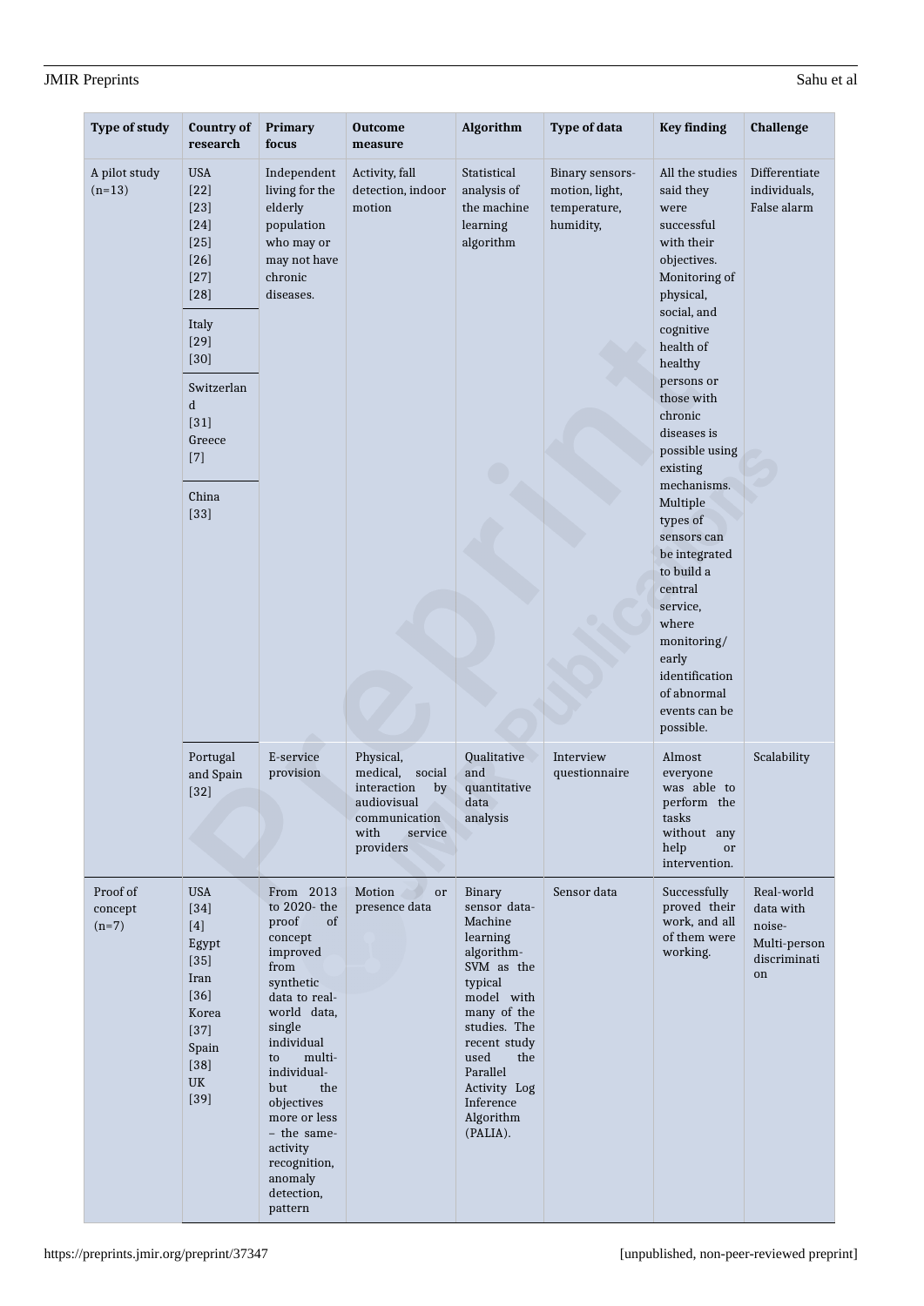| Type of study | Country of research | Primary focus | Outcome measure | Algorithm | Type of data | Key finding | Challenge |
|---|---|---|---|---|---|---|---|
| A pilot study (n=13) | USA [22] [23] [24] [25] [26] [27] [28] Italy [29] [30] Switzerland [31] Greece [7] China [33] | Independent living for the elderly population who may or may not have chronic diseases. | Activity, fall detection, indoor motion | Statistical analysis of the machine learning algorithm | Binary sensors- motion, light, temperature, humidity, | All the studies said they were successful with their objectives. Monitoring of physical, social, and cognitive health of healthy persons or those with chronic diseases is possible using existing mechanisms. Multiple types of sensors can be integrated to build a central service, where monitoring/ early identification of abnormal events can be possible. | Differentiate individuals, False alarm |
| | Portugal and Spain [32] | E-service provision | Physical, medical, social interaction by audiovisual communication with service providers | Qualitative and quantitative data analysis | Interview questionnaire | Almost everyone was able to perform the tasks without any help or intervention. | Scalability |
| Proof of concept (n=7) | USA [34] [4] Egypt [35] Iran [36] Korea [37] Spain [38] UK [39] | From 2013 to 2020- the proof of concept improved from synthetic data to real-world data, single individual to multi-individual- but the objectives more or less – the same- activity recognition, anomaly detection, pattern | Motion or presence data | Binary sensor data- Machine learning algorithm- SVM as the typical model with many of the studies. The recent study used the Parallel Activity Log Inference Algorithm (PALIA). | Sensor data | Successfully proved their work, and all of them were working. | Real-world data with noise- Multi-person discrimination |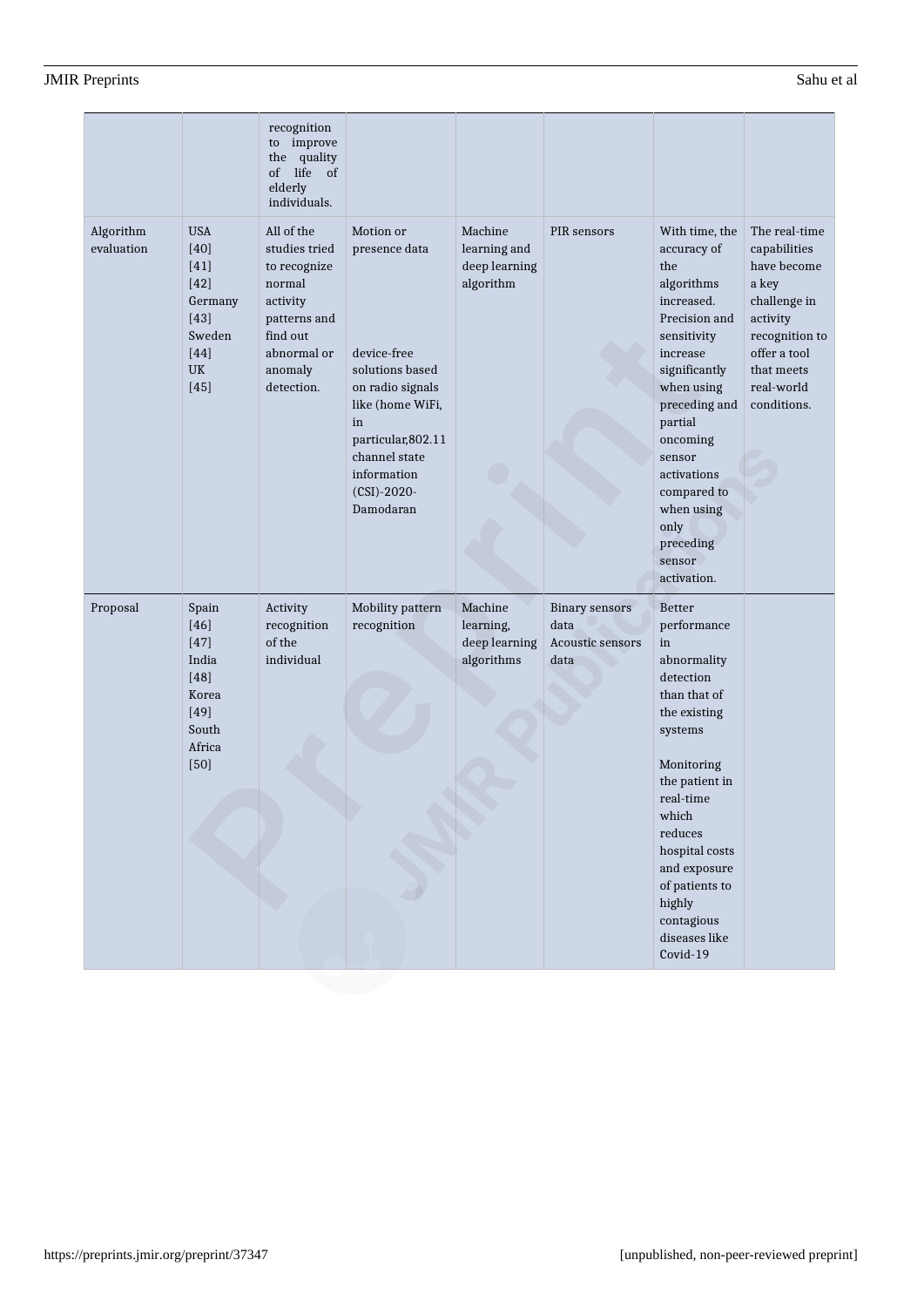| | | recognition to improve the quality of life of elderly individuals. | | | | | |
|---|---|---|---|---|---|---|---|
| Algorithm evaluation | USA [40] [41] [42] Germany [43] Sweden [44] UK [45] | All of the studies tried to recognize normal activity patterns and find out abnormal or anomaly detection. | Motion or presence data<br><br>device-free solutions based on radio signals like (home WiFi, in particular,802.11 channel state information (CSI)-2020-Damodaran | Machine learning and deep learning algorithm | PIR sensors | With time, the accuracy of the algorithms increased. Precision and sensitivity increase significantly when using preceding and partial oncoming sensor activations compared to when using only preceding sensor activation. | The real-time capabilities have become a key challenge in activity recognition to offer a tool that meets real-world conditions. |
| Proposal | Spain [46] [47] India [48] Korea [49] South Africa [50] | Activity recognition of the individual | Mobility pattern recognition | Machine learning, deep learning algorithms | Binary sensors data Acoustic sensors data | Better performance in abnormality detection than that of the existing systems<br><br>Monitoring the patient in real-time which reduces hospital costs and exposure of patients to highly contagious diseases like Covid-19 | |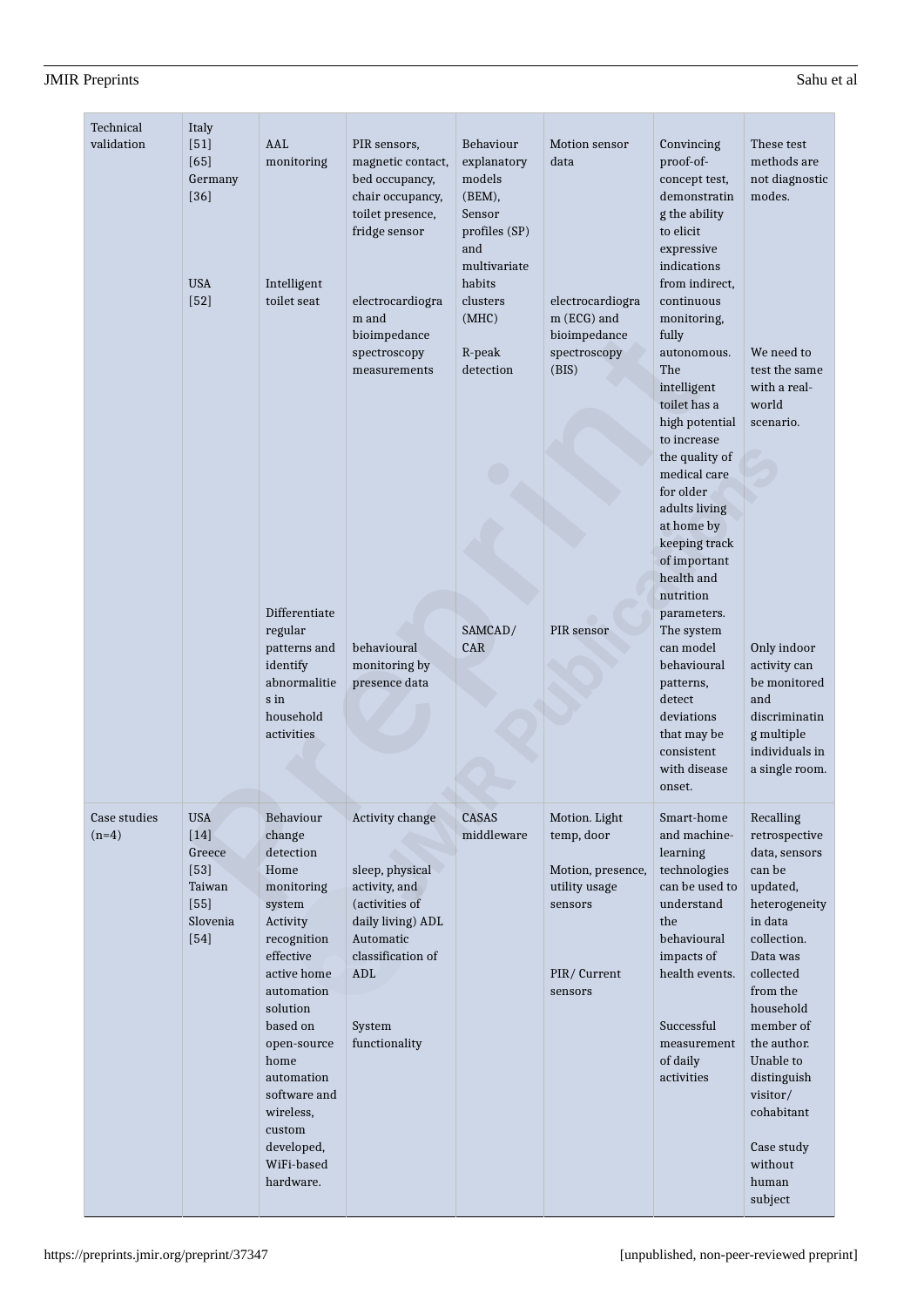| Technical validation | Italy [51] [65] Germany [36] | AAL monitoring | PIR sensors, magnetic contact, bed occupancy, chair occupancy, toilet presence, fridge sensor | Behaviour explanatory models (BEM), Sensor profiles (SP) and multivariate habits clusters (MHC) | Motion sensor data | Convincing proof-of-concept test, demonstrating the ability to elicit expressive indications from indirect, continuous monitoring, fully autonomous. | These test methods are not diagnostic modes. |
|---|---|---|---|---|---|---|---|
| | USA [52] | Intelligent toilet seat | electrocardiogram and bioimpedance spectroscopy measurements | R-peak detection | electrocardiogram (ECG) and bioimpedance spectroscopy (BIS) | The intelligent toilet has a high potential to increase the quality of medical care for older adults living at home by keeping track of important health and nutrition parameters. | We need to test the same with a real-world scenario. |
| | | Differentiate regular patterns and identify abnormalities in household activities | behavioural monitoring by presence data | SAMCAD/ CAR | PIR sensor | The system can model behavioural patterns, detect deviations that may be consistent with disease onset. | Only indoor activity can be monitored and discriminating multiple individuals in a single room. |
| Case studies (n=4) | USA [14] Greece [53] Taiwan [55] Slovenia [54] | Behaviour change detection Home monitoring system Activity recognition effective active home automation solution based on open-source home automation software and wireless, custom developed, WiFi-based hardware. | Activity change<br><br>sleep, physical activity, and (activities of daily living) ADL Automatic classification of ADL<br><br>System functionality | CASAS middleware | Motion. Light temp, door<br><br>Motion, presence, utility usage sensors<br><br>PIR/ Current sensors | Smart-home and machine-learning technologies can be used to understand the behavioural impacts of health events.<br><br>Successful measurement of daily activities | Recalling retrospective data, sensors can be updated, heterogeneity in data collection. Data was collected from the household member of the author. Unable to distinguish visitor/ cohabitant<br><br>Case study without human subject |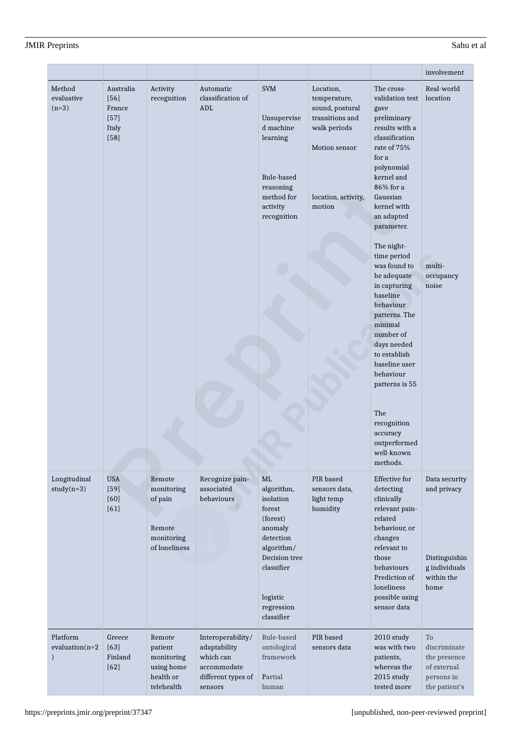| | | | | | | | involvement |
|---|---|---|---|---|---|---|---|
| Method evaluative (n=3) | Australia [56] France [57] Italy [58] | Activity recognition | Automatic classification of ADL | SVM<br><br>Unsupervised machine learning<br><br>Rule-based reasoning method for activity recognition | Location, temperature, sound, postural transitions and walk periods<br><br>Motion sensor<br><br>location, activity, motion | The cross-validation test gave preliminary results with a classification rate of 75% for a polynomial kernel and 86% for a Gaussian kernel with an adapted parameter.<br><br>The night-time period was found to be adequate in capturing baseline behaviour patterns. The minimal number of days needed to establish baseline user behaviour patterns is 55<br><br>The recognition accuracy outperformed well-known methods. | Real-world location<br><br>multi-occupancy noise |
| Longitudinal study(n=3) | USA [59] [60] [61] | Remote monitoring of pain<br><br>Remote monitoring of loneliness | Recognize pain-associated behaviours | ML algorithm, isolation forest (forest) anomaly detection algorithm/ Decision tree classifier<br><br>logistic regression classifier | PIR based sensors data, light temp humidity | Effective for detecting clinically relevant pain-related behaviour, or changes relevant to those behaviours Prediction of loneliness possible using sensor data | Data security and privacy<br><br>Distinguishing individuals within the home |
| Platform evaluation(n=2) | Greece [63] Finland [62] | Remote patient monitoring using home health or telehealth | Interoperability/ adaptability which can accommodate different types of sensors | Rule-based ontological framework<br><br>Partial human | PIR based sensors data | 2010 study was with two patients, whereas the 2015 study tested more | To discriminate the presence of external persons in the patient's |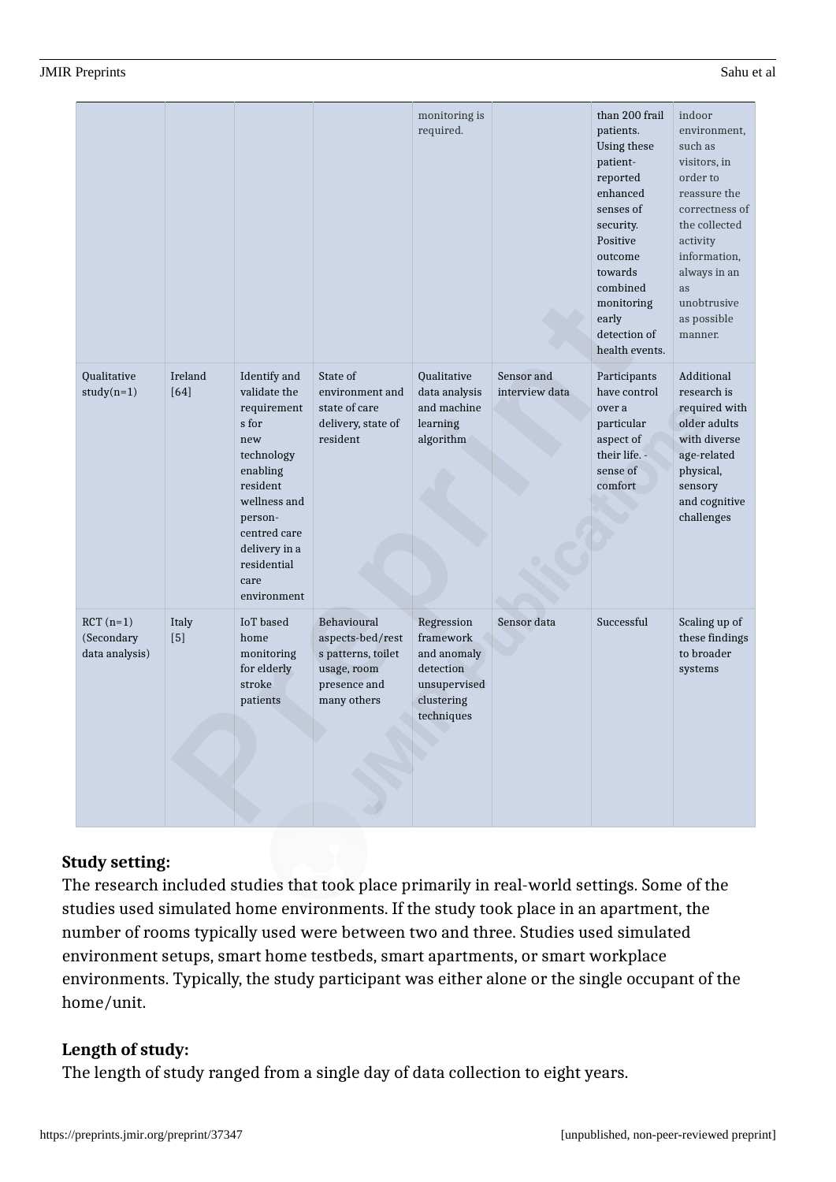| | | | | monitoring is required. | | than 200 frail patients. Using these patient-reported enhanced senses of security. Positive outcome towards combined monitoring early detection of health events. | indoor environment, such as visitors, in order to reassure the correctness of the collected activity information, always in an as unobtrusive as possible manner. |
|---|---|---|---|---|---|---|---|
| Qualitative study(n=1) | Ireland [64] | Identify and validate the requirements for new technology enabling resident wellness and person-centred care delivery in a residential care environment | State of environment and state of care delivery, state of resident | Qualitative data analysis and machine learning algorithm | Sensor and interview data | Participants have control over a particular aspect of their life. - sense of comfort | Additional research is required with older adults with diverse age-related physical, sensory and cognitive challenges |
| RCT (n=1) (Secondary data analysis) | Italy [5] | IoT based home monitoring for elderly stroke patients | Behavioural aspects-bed/rest patterns, toilet usage, room presence and many others | Regression framework and anomaly detection unsupervised clustering techniques | Sensor data | Successful | Scaling up of these findings to broader systems |

**Study setting:**
The research included studies that took place primarily in real-world settings. Some of the studies used simulated home environments. If the study took place in an apartment, the number of rooms typically used were between two and three. Studies used simulated environment setups, smart home testbeds, smart apartments, or smart workplace environments. Typically, the study participant was either alone or the single occupant of the home/unit.

**Length of study:**
The length of study ranged from a single day of data collection to eight years.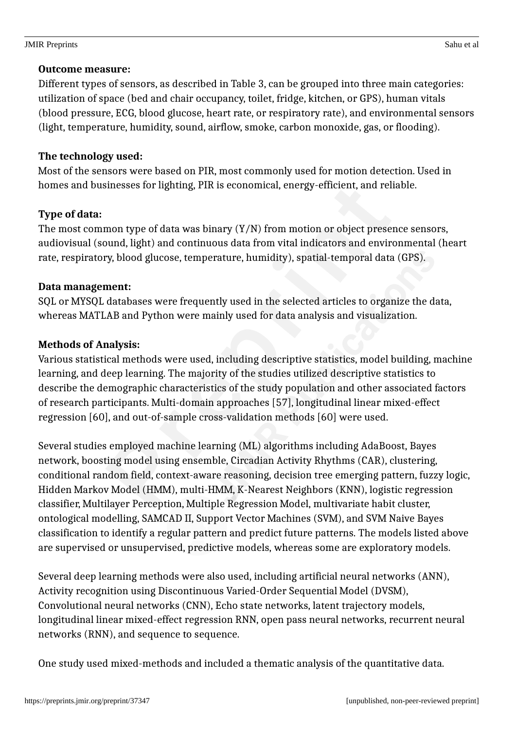**Outcome measure:**

Different types of sensors, as described in Table 3, can be grouped into three main categories: utilization of space (bed and chair occupancy, toilet, fridge, kitchen, or GPS), human vitals (blood pressure, ECG, blood glucose, heart rate, or respiratory rate), and environmental sensors (light, temperature, humidity, sound, airflow, smoke, carbon monoxide, gas, or flooding).

**The technology used:**

Most of the sensors were based on PIR, most commonly used for motion detection. Used in homes and businesses for lighting, PIR is economical, energy-efficient, and reliable.

**Type of data:**

The most common type of data was binary (Y/N) from motion or object presence sensors, audiovisual (sound, light) and continuous data from vital indicators and environmental (heart rate, respiratory, blood glucose, temperature, humidity), spatial-temporal data (GPS).

**Data management:**

SQL or MYSQL databases were frequently used in the selected articles to organize the data, whereas MATLAB and Python were mainly used for data analysis and visualization.

**Methods of Analysis:**

Various statistical methods were used, including descriptive statistics, model building, machine learning, and deep learning. The majority of the studies utilized descriptive statistics to describe the demographic characteristics of the study population and other associated factors of research participants. Multi-domain approaches [57], longitudinal linear mixed-effect regression [60], and out-of-sample cross-validation methods [60] were used.

Several studies employed machine learning (ML) algorithms including AdaBoost, Bayes network, boosting model using ensemble, Circadian Activity Rhythms (CAR), clustering, conditional random field, context-aware reasoning, decision tree emerging pattern, fuzzy logic, Hidden Markov Model (HMM), multi-HMM, K-Nearest Neighbors (KNN), logistic regression classifier, Multilayer Perception, Multiple Regression Model, multivariate habit cluster, ontological modelling, SAMCAD II, Support Vector Machines (SVM), and SVM Naive Bayes classification to identify a regular pattern and predict future patterns. The models listed above are supervised or unsupervised, predictive models, whereas some are exploratory models.

Several deep learning methods were also used, including artificial neural networks (ANN), Activity recognition using Discontinuous Varied-Order Sequential Model (DVSM), Convolutional neural networks (CNN), Echo state networks, latent trajectory models, longitudinal linear mixed-effect regression RNN, open pass neural networks, recurrent neural networks (RNN), and sequence to sequence.

One study used mixed-methods and included a thematic analysis of the quantitative data.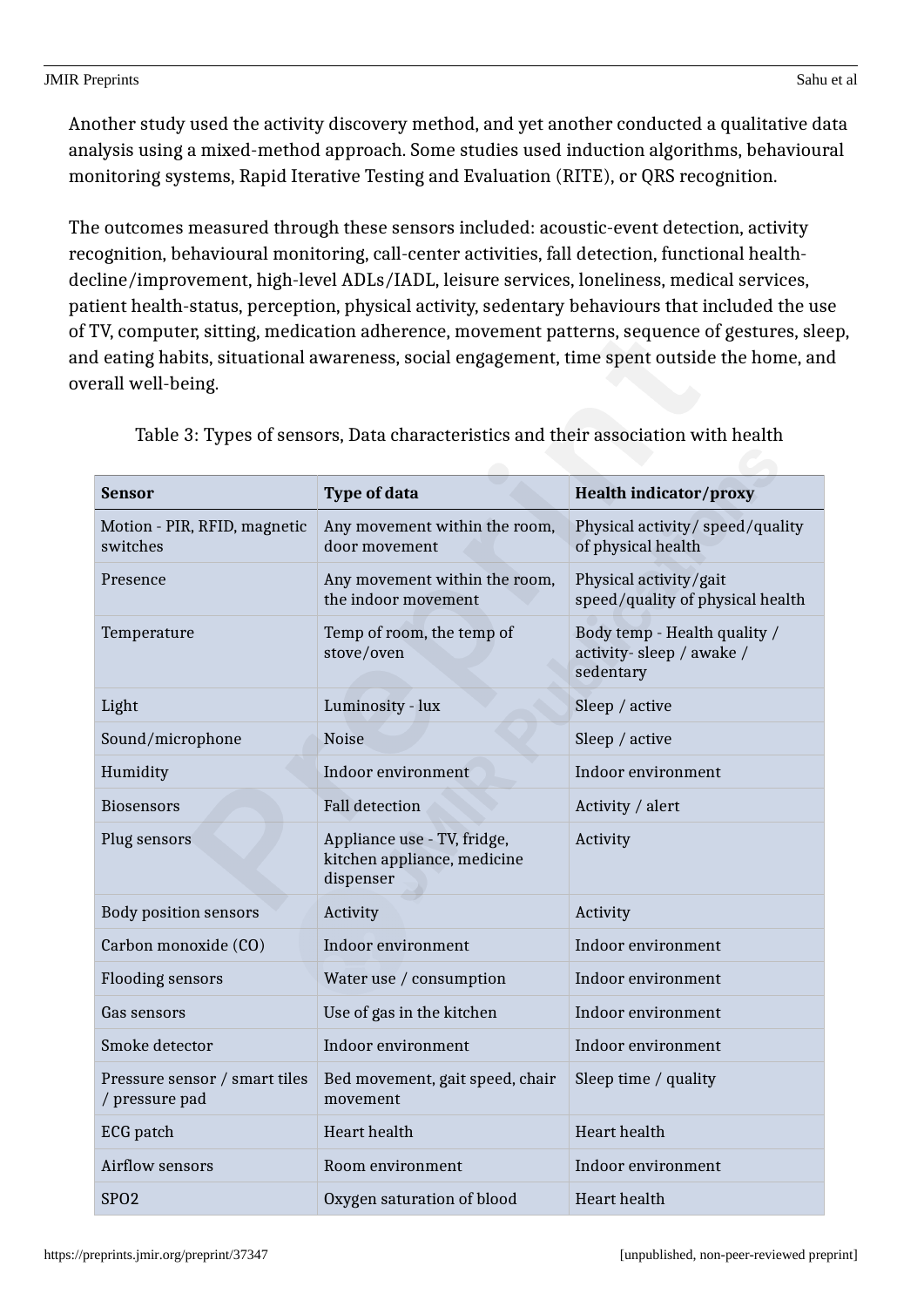Another study used the activity discovery method, and yet another conducted a qualitative data analysis using a mixed-method approach. Some studies used induction algorithms, behavioural monitoring systems, Rapid Iterative Testing and Evaluation (RITE), or QRS recognition.

The outcomes measured through these sensors included: acoustic-event detection, activity recognition, behavioural monitoring, call-center activities, fall detection, functional health-decline/improvement, high-level ADLs/IADL, leisure services, loneliness, medical services, patient health-status, perception, physical activity, sedentary behaviours that included the use of TV, computer, sitting, medication adherence, movement patterns, sequence of gestures, sleep, and eating habits, situational awareness, social engagement, time spent outside the home, and overall well-being.

Table 3: Types of sensors, Data characteristics and their association with health

| Sensor | Type of data | Health indicator/proxy |
|---|---|---|
| Motion - PIR, RFID, magnetic switches | Any movement within the room, door movement | Physical activity/ speed/quality of physical health |
| Presence | Any movement within the room, the indoor movement | Physical activity/gait speed/quality of physical health |
| Temperature | Temp of room, the temp of stove/oven | Body temp - Health quality / activity- sleep / awake / sedentary |
| Light | Luminosity - lux | Sleep / active |
| Sound/microphone | Noise | Sleep / active |
| Humidity | Indoor environment | Indoor environment |
| Biosensors | Fall detection | Activity / alert |
| Plug sensors | Appliance use - TV, fridge, kitchen appliance, medicine dispenser | Activity |
| Body position sensors | Activity | Activity |
| Carbon monoxide (CO) | Indoor environment | Indoor environment |
| Flooding sensors | Water use / consumption | Indoor environment |
| Gas sensors | Use of gas in the kitchen | Indoor environment |
| Smoke detector | Indoor environment | Indoor environment |
| Pressure sensor / smart tiles / pressure pad | Bed movement, gait speed, chair movement | Sleep time / quality |
| ECG patch | Heart health | Heart health |
| Airflow sensors | Room environment | Indoor environment |
| SPO2 | Oxygen saturation of blood | Heart health |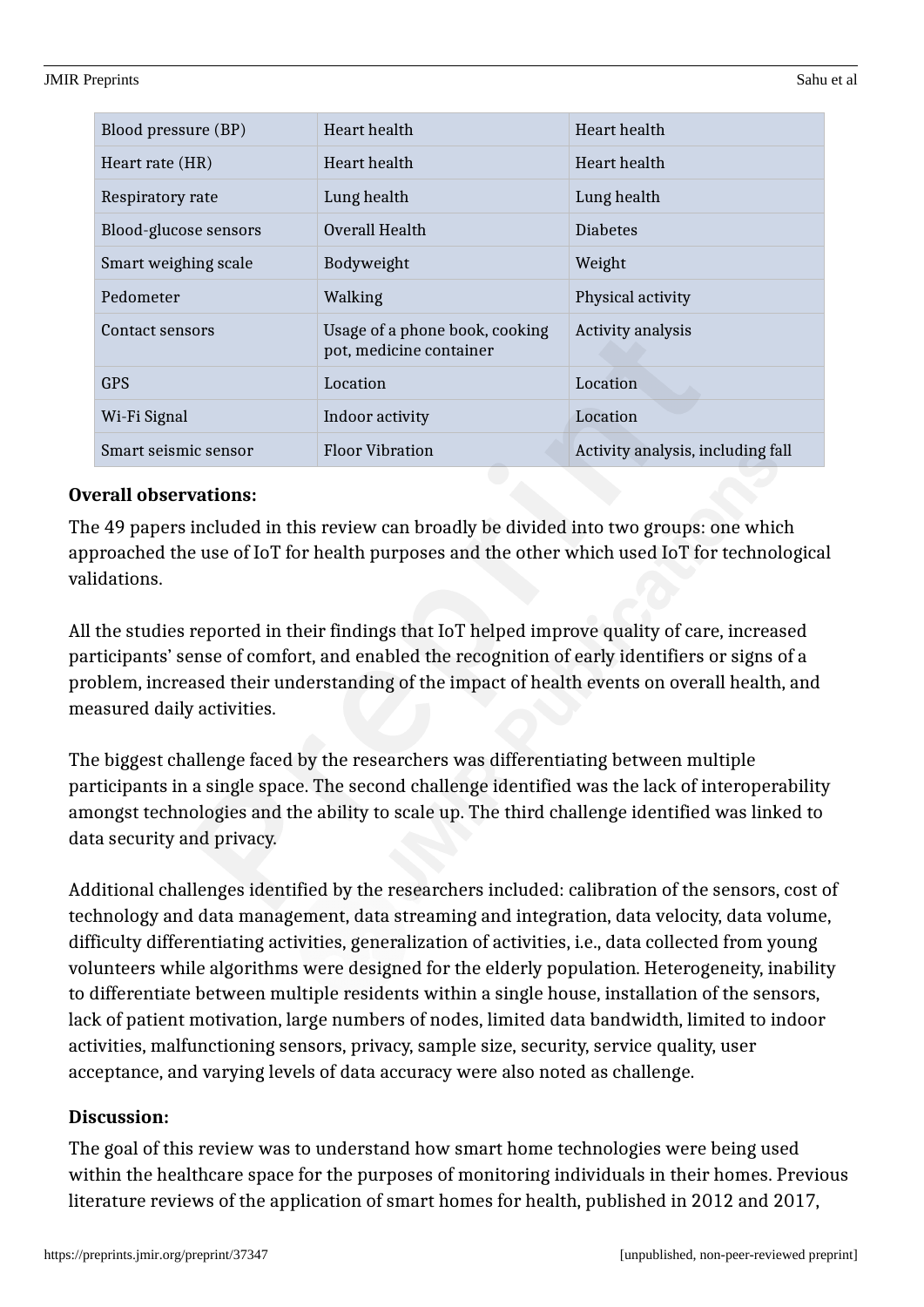| Blood pressure (BP) | Heart health | Heart health |
|---|---|---|
| Heart rate (HR) | Heart health | Heart health |
| Respiratory rate | Lung health | Lung health |
| Blood-glucose sensors | Overall Health | Diabetes |
| Smart weighing scale | Bodyweight | Weight |
| Pedometer | Walking | Physical activity |
| Contact sensors | Usage of a phone book, cooking pot, medicine container | Activity analysis |
| GPS | Location | Location |
| Wi-Fi Signal | Indoor activity | Location |
| Smart seismic sensor | Floor Vibration | Activity analysis, including fall |

**Overall observations:**

The 49 papers included in this review can broadly be divided into two groups: one which approached the use of IoT for health purposes and the other which used IoT for technological validations.

All the studies reported in their findings that IoT helped improve quality of care, increased participants' sense of comfort, and enabled the recognition of early identifiers or signs of a problem, increased their understanding of the impact of health events on overall health, and measured daily activities.

The biggest challenge faced by the researchers was differentiating between multiple participants in a single space. The second challenge identified was the lack of interoperability amongst technologies and the ability to scale up. The third challenge identified was linked to data security and privacy.

Additional challenges identified by the researchers included: calibration of the sensors, cost of technology and data management, data streaming and integration, data velocity, data volume, difficulty differentiating activities, generalization of activities, i.e., data collected from young volunteers while algorithms were designed for the elderly population. Heterogeneity, inability to differentiate between multiple residents within a single house, installation of the sensors, lack of patient motivation, large numbers of nodes, limited data bandwidth, limited to indoor activities, malfunctioning sensors, privacy, sample size, security, service quality, user acceptance, and varying levels of data accuracy were also noted as challenge.

**Discussion:**

The goal of this review was to understand how smart home technologies were being used within the healthcare space for the purposes of monitoring individuals in their homes. Previous literature reviews of the application of smart homes for health, published in 2012 and 2017,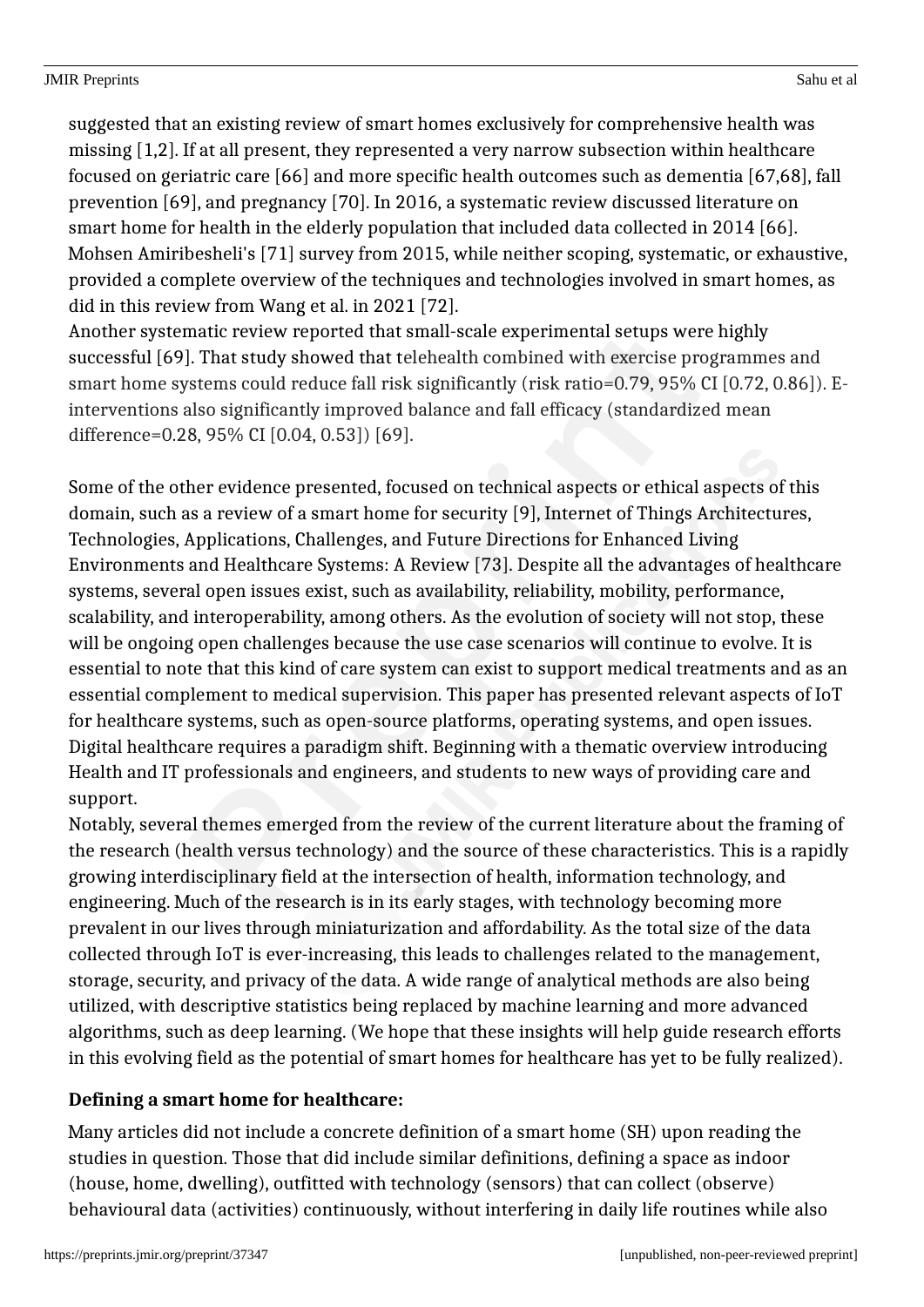suggested that an existing review of smart homes exclusively for comprehensive health was missing [1,2]. If at all present, they represented a very narrow subsection within healthcare focused on geriatric care [66] and more specific health outcomes such as dementia [67,68], fall prevention [69], and pregnancy [70]. In 2016, a systematic review discussed literature on smart home for health in the elderly population that included data collected in 2014 [66]. Mohsen Amiribesheli's [71] survey from 2015, while neither scoping, systematic, or exhaustive, provided a complete overview of the techniques and technologies involved in smart homes, as did in this review from Wang et al. in 2021 [72].

Another systematic review reported that small-scale experimental setups were highly successful [69]. That study showed that telehealth combined with exercise programmes and smart home systems could reduce fall risk significantly (risk ratio=0.79, 95% CI [0.72, 0.86]). E-interventions also significantly improved balance and fall efficacy (standardized mean difference=0.28, 95% CI [0.04, 0.53]) [69].

Some of the other evidence presented, focused on technical aspects or ethical aspects of this domain, such as a review of a smart home for security [9], Internet of Things Architectures, Technologies, Applications, Challenges, and Future Directions for Enhanced Living Environments and Healthcare Systems: A Review [73]. Despite all the advantages of healthcare systems, several open issues exist, such as availability, reliability, mobility, performance, scalability, and interoperability, among others. As the evolution of society will not stop, these will be ongoing open challenges because the use case scenarios will continue to evolve. It is essential to note that this kind of care system can exist to support medical treatments and as an essential complement to medical supervision. This paper has presented relevant aspects of IoT for healthcare systems, such as open-source platforms, operating systems, and open issues. Digital healthcare requires a paradigm shift. Beginning with a thematic overview introducing Health and IT professionals and engineers, and students to new ways of providing care and support.

Notably, several themes emerged from the review of the current literature about the framing of the research (health versus technology) and the source of these characteristics. This is a rapidly growing interdisciplinary field at the intersection of health, information technology, and engineering. Much of the research is in its early stages, with technology becoming more prevalent in our lives through miniaturization and affordability. As the total size of the data collected through IoT is ever-increasing, this leads to challenges related to the management, storage, security, and privacy of the data. A wide range of analytical methods are also being utilized, with descriptive statistics being replaced by machine learning and more advanced algorithms, such as deep learning. (We hope that these insights will help guide research efforts in this evolving field as the potential of smart homes for healthcare has yet to be fully realized).

**Defining a smart home for healthcare:**

Many articles did not include a concrete definition of a smart home (SH) upon reading the studies in question. Those that did include similar definitions, defining a space as indoor (house, home, dwelling), outfitted with technology (sensors) that can collect (observe) behavioural data (activities) continuously, without interfering in daily life routines while also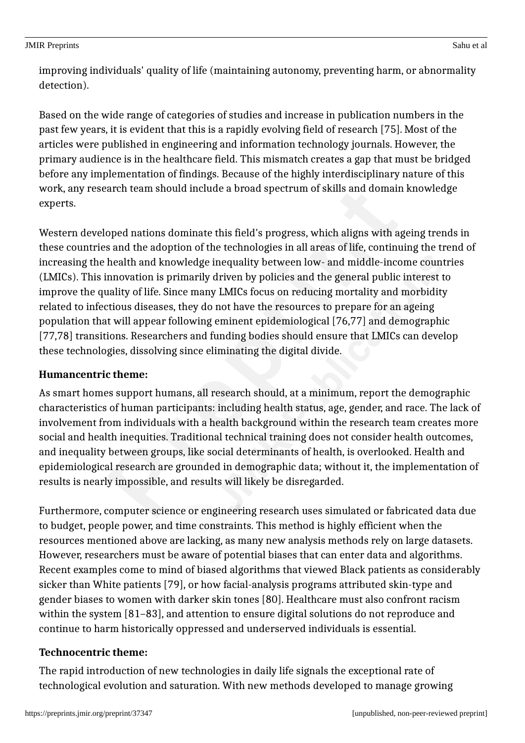improving individuals' quality of life (maintaining autonomy, preventing harm, or abnormality detection).

Based on the wide range of categories of studies and increase in publication numbers in the past few years, it is evident that this is a rapidly evolving field of research [75]. Most of the articles were published in engineering and information technology journals. However, the primary audience is in the healthcare field. This mismatch creates a gap that must be bridged before any implementation of findings. Because of the highly interdisciplinary nature of this work, any research team should include a broad spectrum of skills and domain knowledge experts.

Western developed nations dominate this field's progress, which aligns with ageing trends in these countries and the adoption of the technologies in all areas of life, continuing the trend of increasing the health and knowledge inequality between low- and middle-income countries (LMICs). This innovation is primarily driven by policies and the general public interest to improve the quality of life. Since many LMICs focus on reducing mortality and morbidity related to infectious diseases, they do not have the resources to prepare for an ageing population that will appear following eminent epidemiological [76,77] and demographic [77,78] transitions. Researchers and funding bodies should ensure that LMICs can develop these technologies, dissolving since eliminating the digital divide.

**Humancentric theme:**

As smart homes support humans, all research should, at a minimum, report the demographic characteristics of human participants: including health status, age, gender, and race. The lack of involvement from individuals with a health background within the research team creates more social and health inequities. Traditional technical training does not consider health outcomes, and inequality between groups, like social determinants of health, is overlooked. Health and epidemiological research are grounded in demographic data; without it, the implementation of results is nearly impossible, and results will likely be disregarded.

Furthermore, computer science or engineering research uses simulated or fabricated data due to budget, people power, and time constraints. This method is highly efficient when the resources mentioned above are lacking, as many new analysis methods rely on large datasets. However, researchers must be aware of potential biases that can enter data and algorithms. Recent examples come to mind of biased algorithms that viewed Black patients as considerably sicker than White patients [79], or how facial-analysis programs attributed skin-type and gender biases to women with darker skin tones [80]. Healthcare must also confront racism within the system [81–83], and attention to ensure digital solutions do not reproduce and continue to harm historically oppressed and underserved individuals is essential.

**Technocentric theme:**

The rapid introduction of new technologies in daily life signals the exceptional rate of technological evolution and saturation. With new methods developed to manage growing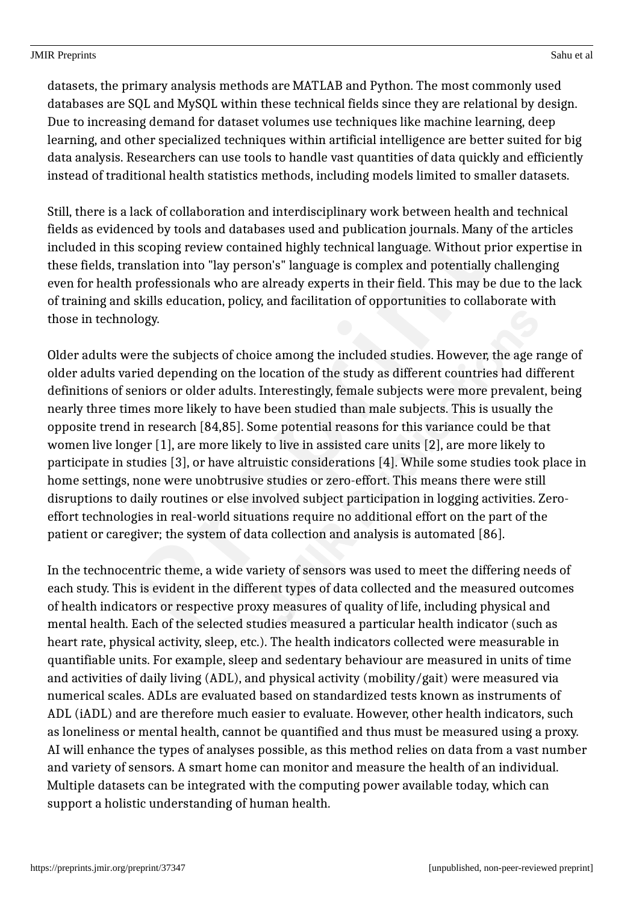datasets, the primary analysis methods are MATLAB and Python. The most commonly used databases are SQL and MySQL within these technical fields since they are relational by design. Due to increasing demand for dataset volumes use techniques like machine learning, deep learning, and other specialized techniques within artificial intelligence are better suited for big data analysis. Researchers can use tools to handle vast quantities of data quickly and efficiently instead of traditional health statistics methods, including models limited to smaller datasets.

Still, there is a lack of collaboration and interdisciplinary work between health and technical fields as evidenced by tools and databases used and publication journals. Many of the articles included in this scoping review contained highly technical language. Without prior expertise in these fields, translation into "lay person's" language is complex and potentially challenging even for health professionals who are already experts in their field. This may be due to the lack of training and skills education, policy, and facilitation of opportunities to collaborate with those in technology.

Older adults were the subjects of choice among the included studies. However, the age range of older adults varied depending on the location of the study as different countries had different definitions of seniors or older adults. Interestingly, female subjects were more prevalent, being nearly three times more likely to have been studied than male subjects. This is usually the opposite trend in research [84,85]. Some potential reasons for this variance could be that women live longer [1], are more likely to live in assisted care units [2], are more likely to participate in studies [3], or have altruistic considerations [4]. While some studies took place in home settings, none were unobtrusive studies or zero-effort. This means there were still disruptions to daily routines or else involved subject participation in logging activities. Zero-effort technologies in real-world situations require no additional effort on the part of the patient or caregiver; the system of data collection and analysis is automated [86].

In the technocentric theme, a wide variety of sensors was used to meet the differing needs of each study. This is evident in the different types of data collected and the measured outcomes of health indicators or respective proxy measures of quality of life, including physical and mental health. Each of the selected studies measured a particular health indicator (such as heart rate, physical activity, sleep, etc.). The health indicators collected were measurable in quantifiable units. For example, sleep and sedentary behaviour are measured in units of time and activities of daily living (ADL), and physical activity (mobility/gait) were measured via numerical scales. ADLs are evaluated based on standardized tests known as instruments of ADL (iADL) and are therefore much easier to evaluate. However, other health indicators, such as loneliness or mental health, cannot be quantified and thus must be measured using a proxy. AI will enhance the types of analyses possible, as this method relies on data from a vast number and variety of sensors. A smart home can monitor and measure the health of an individual. Multiple datasets can be integrated with the computing power available today, which can support a holistic understanding of human health.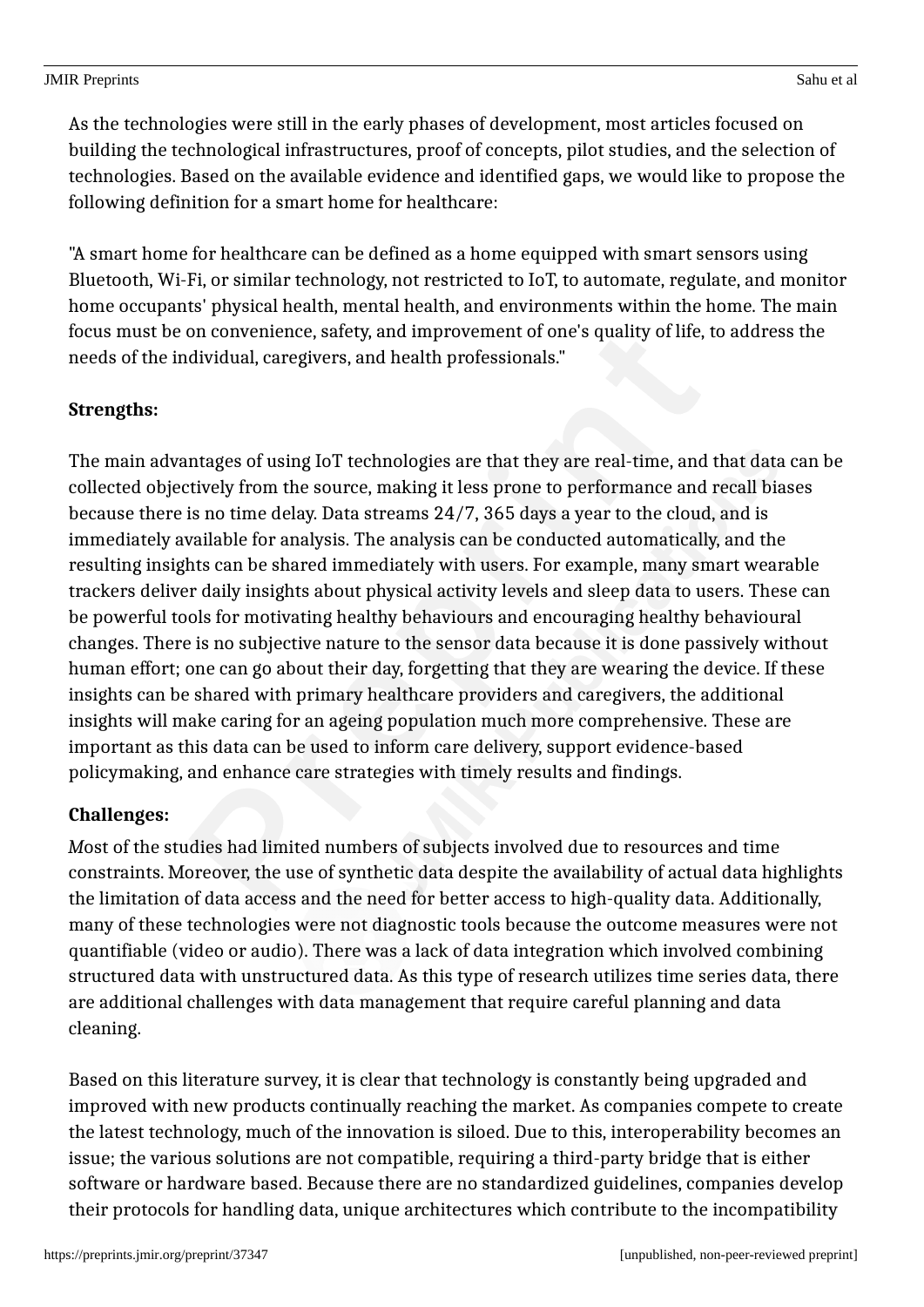As the technologies were still in the early phases of development, most articles focused on building the technological infrastructures, proof of concepts, pilot studies, and the selection of technologies. Based on the available evidence and identified gaps, we would like to propose the following definition for a smart home for healthcare:

"A smart home for healthcare can be defined as a home equipped with smart sensors using Bluetooth, Wi-Fi, or similar technology, not restricted to IoT, to automate, regulate, and monitor home occupants' physical health, mental health, and environments within the home. The main focus must be on convenience, safety, and improvement of one's quality of life, to address the needs of the individual, caregivers, and health professionals."

**Strengths:**

The main advantages of using IoT technologies are that they are real-time, and that data can be collected objectively from the source, making it less prone to performance and recall biases because there is no time delay. Data streams 24/7, 365 days a year to the cloud, and is immediately available for analysis. The analysis can be conducted automatically, and the resulting insights can be shared immediately with users. For example, many smart wearable trackers deliver daily insights about physical activity levels and sleep data to users. These can be powerful tools for motivating healthy behaviours and encouraging healthy behavioural changes. There is no subjective nature to the sensor data because it is done passively without human effort; one can go about their day, forgetting that they are wearing the device. If these insights can be shared with primary healthcare providers and caregivers, the additional insights will make caring for an ageing population much more comprehensive. These are important as this data can be used to inform care delivery, support evidence-based policymaking, and enhance care strategies with timely results and findings.

**Challenges:**

*M*ost of the studies had limited numbers of subjects involved due to resources and time constraints. Moreover, the use of synthetic data despite the availability of actual data highlights the limitation of data access and the need for better access to high-quality data. Additionally, many of these technologies were not diagnostic tools because the outcome measures were not quantifiable (video or audio). There was a lack of data integration which involved combining structured data with unstructured data. As this type of research utilizes time series data, there are additional challenges with data management that require careful planning and data cleaning.

Based on this literature survey, it is clear that technology is constantly being upgraded and improved with new products continually reaching the market. As companies compete to create the latest technology, much of the innovation is siloed. Due to this, interoperability becomes an issue; the various solutions are not compatible, requiring a third-party bridge that is either software or hardware based. Because there are no standardized guidelines, companies develop their protocols for handling data, unique architectures which contribute to the incompatibility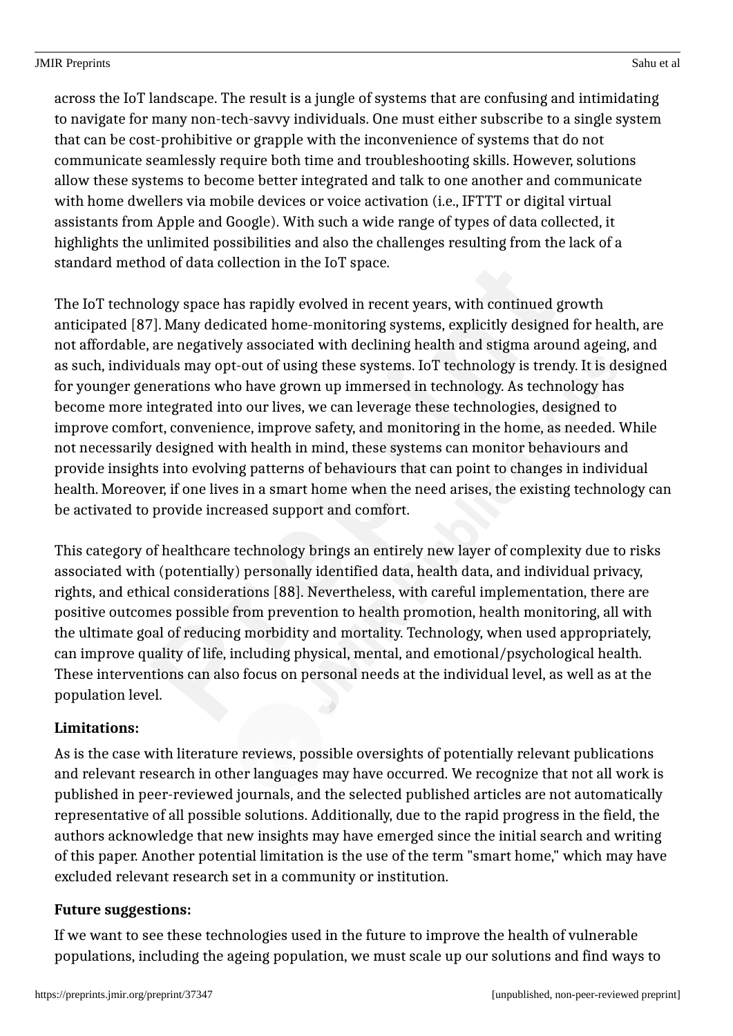across the IoT landscape. The result is a jungle of systems that are confusing and intimidating to navigate for many non-tech-savvy individuals. One must either subscribe to a single system that can be cost-prohibitive or grapple with the inconvenience of systems that do not communicate seamlessly require both time and troubleshooting skills. However, solutions allow these systems to become better integrated and talk to one another and communicate with home dwellers via mobile devices or voice activation (i.e., IFTTT or digital virtual assistants from Apple and Google). With such a wide range of types of data collected, it highlights the unlimited possibilities and also the challenges resulting from the lack of a standard method of data collection in the IoT space.

The IoT technology space has rapidly evolved in recent years, with continued growth anticipated [87]. Many dedicated home-monitoring systems, explicitly designed for health, are not affordable, are negatively associated with declining health and stigma around ageing, and as such, individuals may opt-out of using these systems. IoT technology is trendy. It is designed for younger generations who have grown up immersed in technology. As technology has become more integrated into our lives, we can leverage these technologies, designed to improve comfort, convenience, improve safety, and monitoring in the home, as needed. While not necessarily designed with health in mind, these systems can monitor behaviours and provide insights into evolving patterns of behaviours that can point to changes in individual health. Moreover, if one lives in a smart home when the need arises, the existing technology can be activated to provide increased support and comfort.

This category of healthcare technology brings an entirely new layer of complexity due to risks associated with (potentially) personally identified data, health data, and individual privacy, rights, and ethical considerations [88]. Nevertheless, with careful implementation, there are positive outcomes possible from prevention to health promotion, health monitoring, all with the ultimate goal of reducing morbidity and mortality. Technology, when used appropriately, can improve quality of life, including physical, mental, and emotional/psychological health. These interventions can also focus on personal needs at the individual level, as well as at the population level.

**Limitations:**

As is the case with literature reviews, possible oversights of potentially relevant publications and relevant research in other languages may have occurred. We recognize that not all work is published in peer-reviewed journals, and the selected published articles are not automatically representative of all possible solutions. Additionally, due to the rapid progress in the field, the authors acknowledge that new insights may have emerged since the initial search and writing of this paper. Another potential limitation is the use of the term "smart home," which may have excluded relevant research set in a community or institution.

**Future suggestions:**

If we want to see these technologies used in the future to improve the health of vulnerable populations, including the ageing population, we must scale up our solutions and find ways to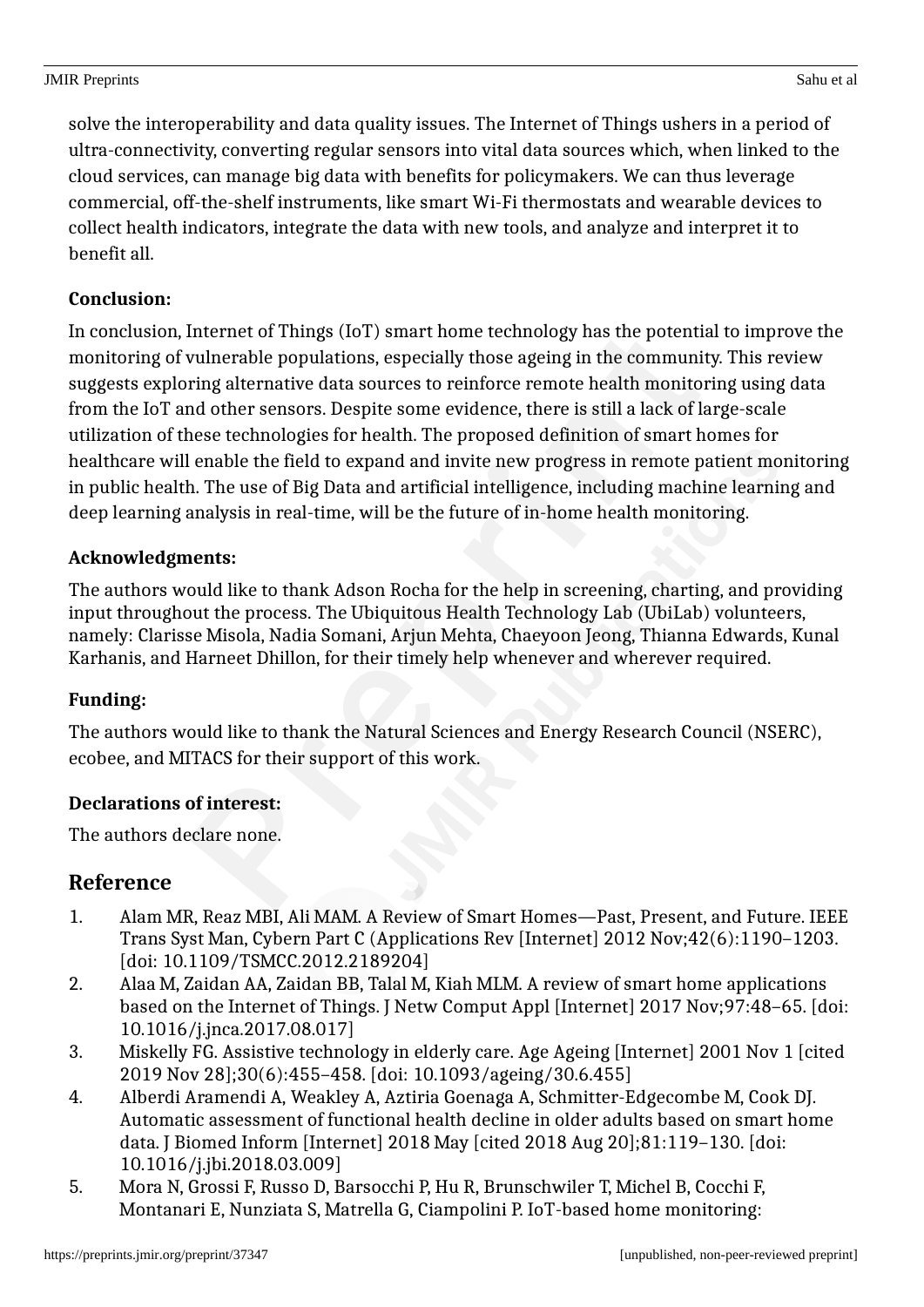solve the interoperability and data quality issues. The Internet of Things ushers in a period of ultra-connectivity, converting regular sensors into vital data sources which, when linked to the cloud services, can manage big data with benefits for policymakers. We can thus leverage commercial, off-the-shelf instruments, like smart Wi-Fi thermostats and wearable devices to collect health indicators, integrate the data with new tools, and analyze and interpret it to benefit all.

**Conclusion:**

In conclusion, Internet of Things (IoT) smart home technology has the potential to improve the monitoring of vulnerable populations, especially those ageing in the community. This review suggests exploring alternative data sources to reinforce remote health monitoring using data from the IoT and other sensors. Despite some evidence, there is still a lack of large-scale utilization of these technologies for health. The proposed definition of smart homes for healthcare will enable the field to expand and invite new progress in remote patient monitoring in public health. The use of Big Data and artificial intelligence, including machine learning and deep learning analysis in real-time, will be the future of in-home health monitoring.

**Acknowledgments:**

The authors would like to thank Adson Rocha for the help in screening, charting, and providing input throughout the process. The Ubiquitous Health Technology Lab (UbiLab) volunteers, namely: Clarisse Misola, Nadia Somani, Arjun Mehta, Chaeyoon Jeong, Thianna Edwards, Kunal Karhanis, and Harneet Dhillon, for their timely help whenever and wherever required.

**Funding:**

The authors would like to thank the Natural Sciences and Energy Research Council (NSERC), ecobee, and MITACS for their support of this work.

**Declarations of interest:**

The authors declare none.

## Reference

1. Alam MR, Reaz MBI, Ali MAM. A Review of Smart Homes—Past, Present, and Future. IEEE Trans Syst Man, Cybern Part C (Applications Rev [Internet] 2012 Nov;42(6):1190–1203. [doi: 10.1109/TSMCC.2012.2189204]
2. Alaa M, Zaidan AA, Zaidan BB, Talal M, Kiah MLM. A review of smart home applications based on the Internet of Things. J Netw Comput Appl [Internet] 2017 Nov;97:48–65. [doi: 10.1016/j.jnca.2017.08.017]
3. Miskelly FG. Assistive technology in elderly care. Age Ageing [Internet] 2001 Nov 1 [cited 2019 Nov 28];30(6):455–458. [doi: 10.1093/ageing/30.6.455]
4. Alberdi Aramendi A, Weakley A, Aztiria Goenaga A, Schmitter-Edgecombe M, Cook DJ. Automatic assessment of functional health decline in older adults based on smart home data. J Biomed Inform [Internet] 2018 May [cited 2018 Aug 20];81:119–130. [doi: 10.1016/j.jbi.2018.03.009]
5. Mora N, Grossi F, Russo D, Barsocchi P, Hu R, Brunschwiler T, Michel B, Cocchi F, Montanari E, Nunziata S, Matrella G, Ciampolini P. IoT-based home monitoring: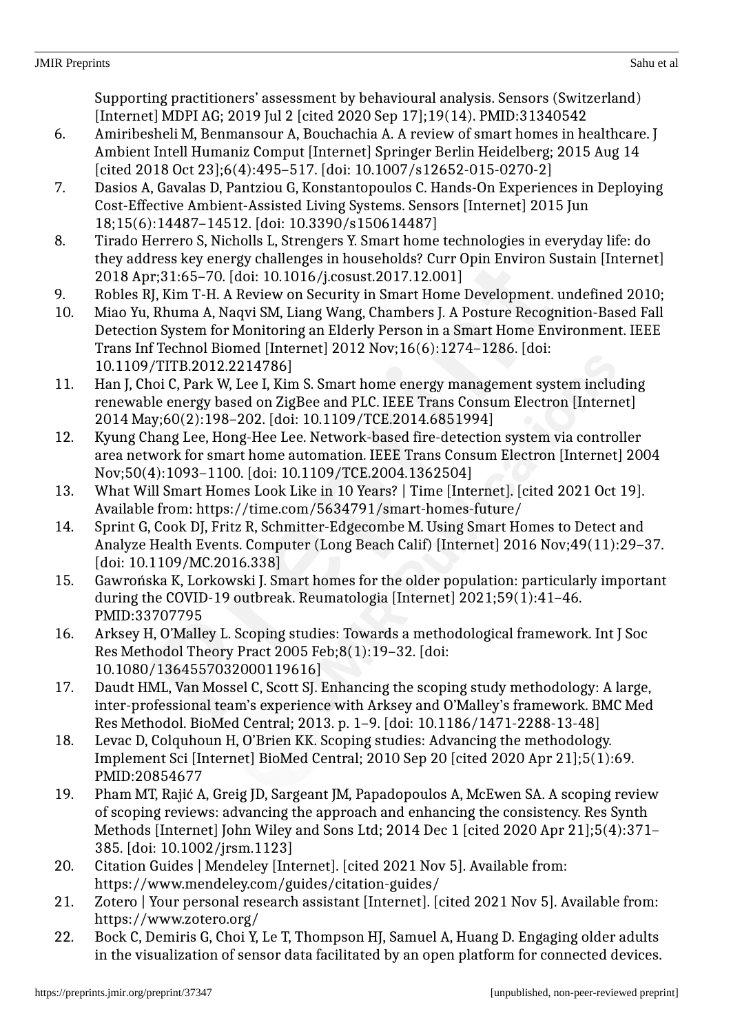Supporting practitioners' assessment by behavioural analysis. Sensors (Switzerland) [Internet] MDPI AG; 2019 Jul 2 [cited 2020 Sep 17];19(14). PMID:31340542

6. Amiribesheli M, Benmansour A, Bouchachia A. A review of smart homes in healthcare. J Ambient Intell Humaniz Comput [Internet] Springer Berlin Heidelberg; 2015 Aug 14 [cited 2018 Oct 23];6(4):495–517. [doi: 10.1007/s12652-015-0270-2]
7. Dasios A, Gavalas D, Pantziou G, Konstantopoulos C. Hands-On Experiences in Deploying Cost-Effective Ambient-Assisted Living Systems. Sensors [Internet] 2015 Jun 18;15(6):14487–14512. [doi: 10.3390/s150614487]
8. Tirado Herrero S, Nicholls L, Strengers Y. Smart home technologies in everyday life: do they address key energy challenges in households? Curr Opin Environ Sustain [Internet] 2018 Apr;31:65–70. [doi: 10.1016/j.cosust.2017.12.001]
9. Robles RJ, Kim T-H. A Review on Security in Smart Home Development. undefined 2010;
10. Miao Yu, Rhuma A, Naqvi SM, Liang Wang, Chambers J. A Posture Recognition-Based Fall Detection System for Monitoring an Elderly Person in a Smart Home Environment. IEEE Trans Inf Technol Biomed [Internet] 2012 Nov;16(6):1274–1286. [doi: 10.1109/TITB.2012.2214786]
11. Han J, Choi C, Park W, Lee I, Kim S. Smart home energy management system including renewable energy based on ZigBee and PLC. IEEE Trans Consum Electron [Internet] 2014 May;60(2):198–202. [doi: 10.1109/TCE.2014.6851994]
12. Kyung Chang Lee, Hong-Hee Lee. Network-based fire-detection system via controller area network for smart home automation. IEEE Trans Consum Electron [Internet] 2004 Nov;50(4):1093–1100. [doi: 10.1109/TCE.2004.1362504]
13. What Will Smart Homes Look Like in 10 Years? | Time [Internet]. [cited 2021 Oct 19]. Available from: https://time.com/5634791/smart-homes-future/
14. Sprint G, Cook DJ, Fritz R, Schmitter-Edgecombe M. Using Smart Homes to Detect and Analyze Health Events. Computer (Long Beach Calif) [Internet] 2016 Nov;49(11):29–37. [doi: 10.1109/MC.2016.338]
15. Gawrońska K, Lorkowski J. Smart homes for the older population: particularly important during the COVID-19 outbreak. Reumatologia [Internet] 2021;59(1):41–46. PMID:33707795
16. Arksey H, O'Malley L. Scoping studies: Towards a methodological framework. Int J Soc Res Methodol Theory Pract 2005 Feb;8(1):19–32. [doi: 10.1080/1364557032000119616]
17. Daudt HML, Van Mossel C, Scott SJ. Enhancing the scoping study methodology: A large, inter-professional team's experience with Arksey and O'Malley's framework. BMC Med Res Methodol. BioMed Central; 2013. p. 1–9. [doi: 10.1186/1471-2288-13-48]
18. Levac D, Colquhoun H, O'Brien KK. Scoping studies: Advancing the methodology. Implement Sci [Internet] BioMed Central; 2010 Sep 20 [cited 2020 Apr 21];5(1):69. PMID:20854677
19. Pham MT, Rajić A, Greig JD, Sargeant JM, Papadopoulos A, McEwen SA. A scoping review of scoping reviews: advancing the approach and enhancing the consistency. Res Synth Methods [Internet] John Wiley and Sons Ltd; 2014 Dec 1 [cited 2020 Apr 21];5(4):371–385. [doi: 10.1002/jrsm.1123]
20. Citation Guides | Mendeley [Internet]. [cited 2021 Nov 5]. Available from: https://www.mendeley.com/guides/citation-guides/
21. Zotero | Your personal research assistant [Internet]. [cited 2021 Nov 5]. Available from: https://www.zotero.org/
22. Bock C, Demiris G, Choi Y, Le T, Thompson HJ, Samuel A, Huang D. Engaging older adults in the visualization of sensor data facilitated by an open platform for connected devices.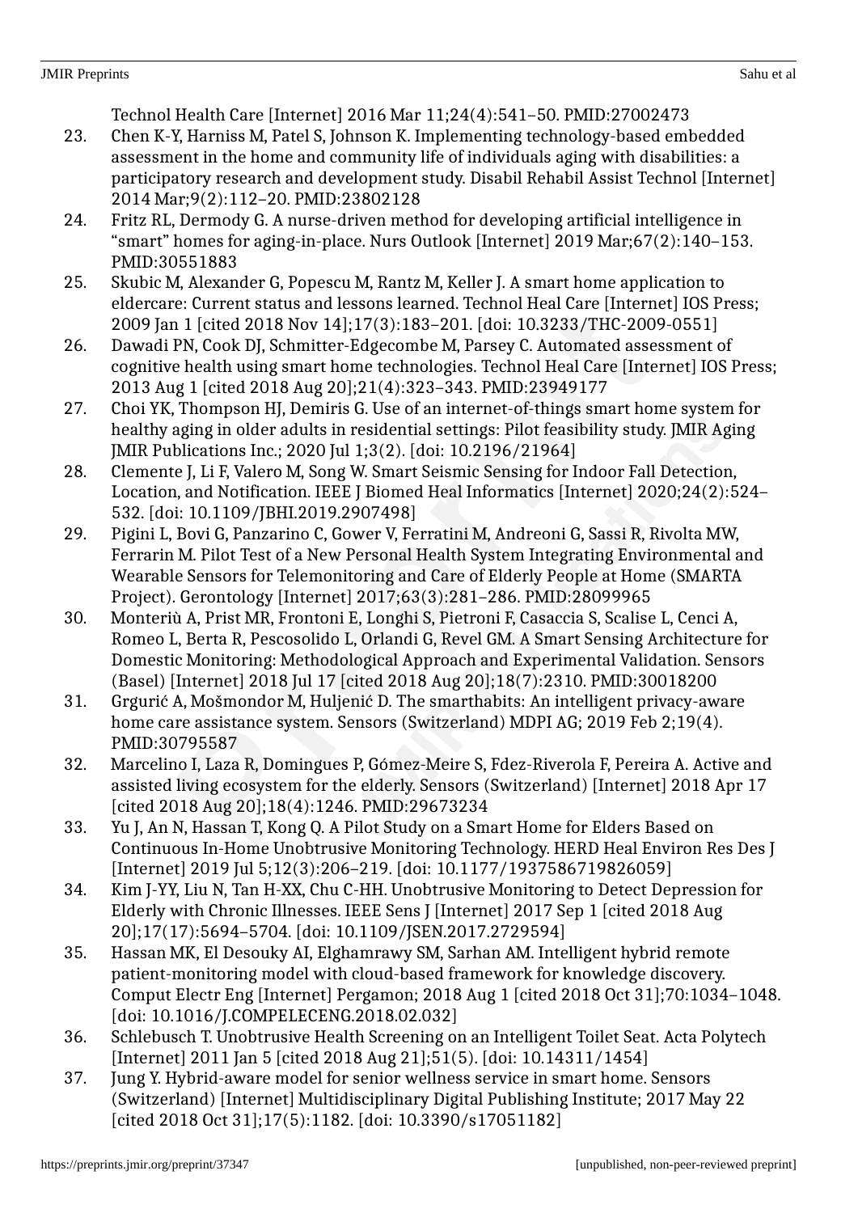Technol Health Care [Internet] 2016 Mar 11;24(4):541–50. PMID:27002473

23. Chen K-Y, Harniss M, Patel S, Johnson K. Implementing technology-based embedded assessment in the home and community life of individuals aging with disabilities: a participatory research and development study. Disabil Rehabil Assist Technol [Internet] 2014 Mar;9(2):112–20. PMID:23802128
24. Fritz RL, Dermody G. A nurse-driven method for developing artificial intelligence in "smart" homes for aging-in-place. Nurs Outlook [Internet] 2019 Mar;67(2):140–153. PMID:30551883
25. Skubic M, Alexander G, Popescu M, Rantz M, Keller J. A smart home application to eldercare: Current status and lessons learned. Technol Heal Care [Internet] IOS Press; 2009 Jan 1 [cited 2018 Nov 14];17(3):183–201. [doi: 10.3233/THC-2009-0551]
26. Dawadi PN, Cook DJ, Schmitter-Edgecombe M, Parsey C. Automated assessment of cognitive health using smart home technologies. Technol Heal Care [Internet] IOS Press; 2013 Aug 1 [cited 2018 Aug 20];21(4):323–343. PMID:23949177
27. Choi YK, Thompson HJ, Demiris G. Use of an internet-of-things smart home system for healthy aging in older adults in residential settings: Pilot feasibility study. JMIR Aging JMIR Publications Inc.; 2020 Jul 1;3(2). [doi: 10.2196/21964]
28. Clemente J, Li F, Valero M, Song W. Smart Seismic Sensing for Indoor Fall Detection, Location, and Notification. IEEE J Biomed Heal Informatics [Internet] 2020;24(2):524–532. [doi: 10.1109/JBHI.2019.2907498]
29. Pigini L, Bovi G, Panzarino C, Gower V, Ferratini M, Andreoni G, Sassi R, Rivolta MW, Ferrarin M. Pilot Test of a New Personal Health System Integrating Environmental and Wearable Sensors for Telemonitoring and Care of Elderly People at Home (SMARTA Project). Gerontology [Internet] 2017;63(3):281–286. PMID:28099965
30. Monteriù A, Prist MR, Frontoni E, Longhi S, Pietroni F, Casaccia S, Scalise L, Cenci A, Romeo L, Berta R, Pescosolido L, Orlandi G, Revel GM. A Smart Sensing Architecture for Domestic Monitoring: Methodological Approach and Experimental Validation. Sensors (Basel) [Internet] 2018 Jul 17 [cited 2018 Aug 20];18(7):2310. PMID:30018200
31. Grgurić A, Mošmondor M, Huljenić D. The smarthabits: An intelligent privacy-aware home care assistance system. Sensors (Switzerland) MDPI AG; 2019 Feb 2;19(4). PMID:30795587
32. Marcelino I, Laza R, Domingues P, Gómez-Meire S, Fdez-Riverola F, Pereira A. Active and assisted living ecosystem for the elderly. Sensors (Switzerland) [Internet] 2018 Apr 17 [cited 2018 Aug 20];18(4):1246. PMID:29673234
33. Yu J, An N, Hassan T, Kong Q. A Pilot Study on a Smart Home for Elders Based on Continuous In-Home Unobtrusive Monitoring Technology. HERD Heal Environ Res Des J [Internet] 2019 Jul 5;12(3):206–219. [doi: 10.1177/1937586719826059]
34. Kim J-YY, Liu N, Tan H-XX, Chu C-HH. Unobtrusive Monitoring to Detect Depression for Elderly with Chronic Illnesses. IEEE Sens J [Internet] 2017 Sep 1 [cited 2018 Aug 20];17(17):5694–5704. [doi: 10.1109/JSEN.2017.2729594]
35. Hassan MK, El Desouky AI, Elghamrawy SM, Sarhan AM. Intelligent hybrid remote patient-monitoring model with cloud-based framework for knowledge discovery. Comput Electr Eng [Internet] Pergamon; 2018 Aug 1 [cited 2018 Oct 31];70:1034–1048. [doi: 10.1016/J.COMPELECENG.2018.02.032]
36. Schlebusch T. Unobtrusive Health Screening on an Intelligent Toilet Seat. Acta Polytech [Internet] 2011 Jan 5 [cited 2018 Aug 21];51(5). [doi: 10.14311/1454]
37. Jung Y. Hybrid-aware model for senior wellness service in smart home. Sensors (Switzerland) [Internet] Multidisciplinary Digital Publishing Institute; 2017 May 22 [cited 2018 Oct 31];17(5):1182. [doi: 10.3390/s17051182]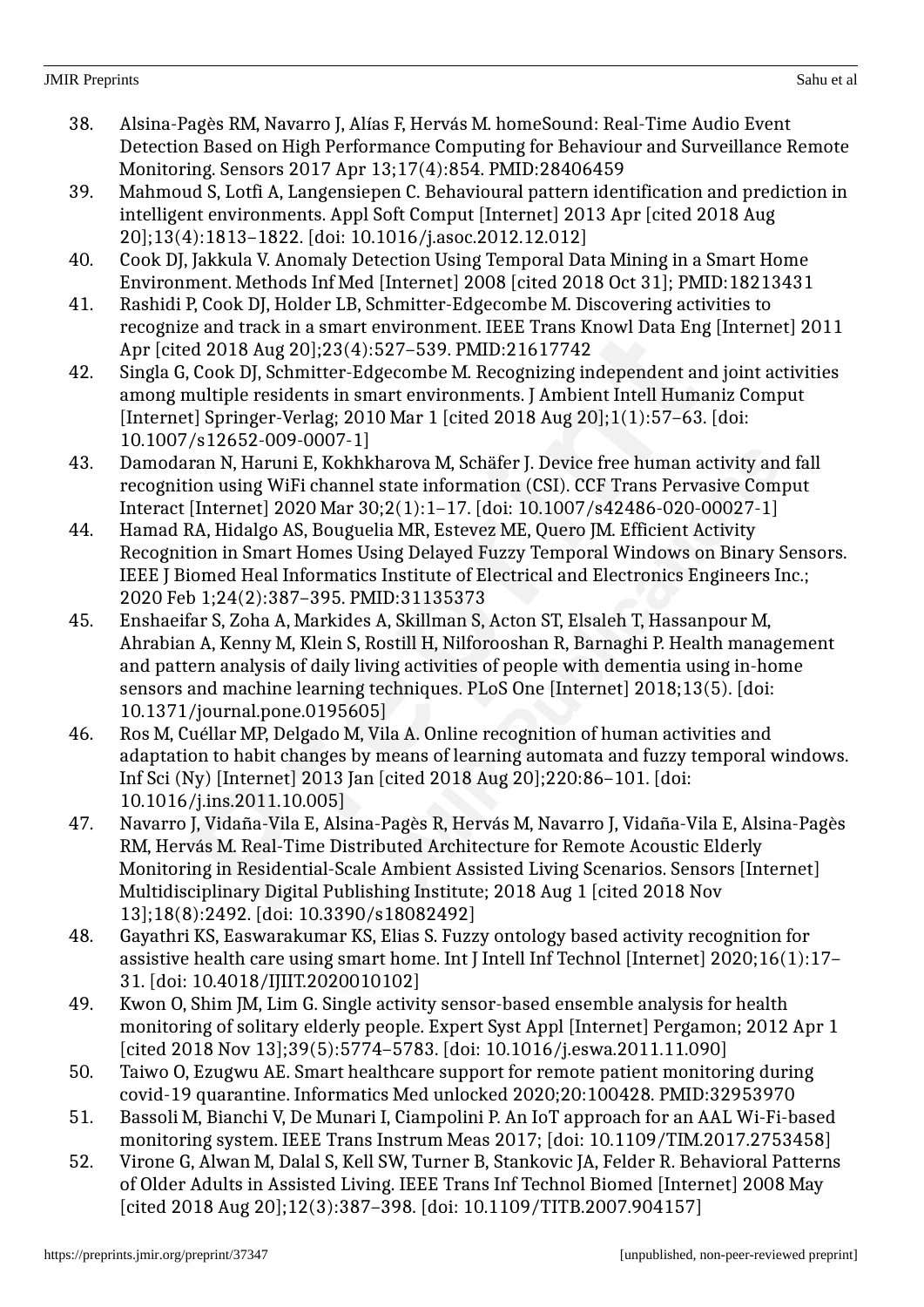38. Alsina-Pagès RM, Navarro J, Alías F, Hervás M. homeSound: Real-Time Audio Event Detection Based on High Performance Computing for Behaviour and Surveillance Remote Monitoring. Sensors 2017 Apr 13;17(4):854. PMID:28406459
39. Mahmoud S, Lotfi A, Langensiepen C. Behavioural pattern identification and prediction in intelligent environments. Appl Soft Comput [Internet] 2013 Apr [cited 2018 Aug 20];13(4):1813–1822. [doi: 10.1016/j.asoc.2012.12.012]
40. Cook DJ, Jakkula V. Anomaly Detection Using Temporal Data Mining in a Smart Home Environment. Methods Inf Med [Internet] 2008 [cited 2018 Oct 31]; PMID:18213431
41. Rashidi P, Cook DJ, Holder LB, Schmitter-Edgecombe M. Discovering activities to recognize and track in a smart environment. IEEE Trans Knowl Data Eng [Internet] 2011 Apr [cited 2018 Aug 20];23(4):527–539. PMID:21617742
42. Singla G, Cook DJ, Schmitter-Edgecombe M. Recognizing independent and joint activities among multiple residents in smart environments. J Ambient Intell Humaniz Comput [Internet] Springer-Verlag; 2010 Mar 1 [cited 2018 Aug 20];1(1):57–63. [doi: 10.1007/s12652-009-0007-1]
43. Damodaran N, Haruni E, Kokhkharova M, Schäfer J. Device free human activity and fall recognition using WiFi channel state information (CSI). CCF Trans Pervasive Comput Interact [Internet] 2020 Mar 30;2(1):1–17. [doi: 10.1007/s42486-020-00027-1]
44. Hamad RA, Hidalgo AS, Bouguelia MR, Estevez ME, Quero JM. Efficient Activity Recognition in Smart Homes Using Delayed Fuzzy Temporal Windows on Binary Sensors. IEEE J Biomed Heal Informatics Institute of Electrical and Electronics Engineers Inc.; 2020 Feb 1;24(2):387–395. PMID:31135373
45. Enshaeifar S, Zoha A, Markides A, Skillman S, Acton ST, Elsaleh T, Hassanpour M, Ahrabian A, Kenny M, Klein S, Rostill H, Nilforooshan R, Barnaghi P. Health management and pattern analysis of daily living activities of people with dementia using in-home sensors and machine learning techniques. PLoS One [Internet] 2018;13(5). [doi: 10.1371/journal.pone.0195605]
46. Ros M, Cuéllar MP, Delgado M, Vila A. Online recognition of human activities and adaptation to habit changes by means of learning automata and fuzzy temporal windows. Inf Sci (Ny) [Internet] 2013 Jan [cited 2018 Aug 20];220:86–101. [doi: 10.1016/j.ins.2011.10.005]
47. Navarro J, Vidaña-Vila E, Alsina-Pagès R, Hervás M, Navarro J, Vidaña-Vila E, Alsina-Pagès RM, Hervás M. Real-Time Distributed Architecture for Remote Acoustic Elderly Monitoring in Residential-Scale Ambient Assisted Living Scenarios. Sensors [Internet] Multidisciplinary Digital Publishing Institute; 2018 Aug 1 [cited 2018 Nov 13];18(8):2492. [doi: 10.3390/s18082492]
48. Gayathri KS, Easwarakumar KS, Elias S. Fuzzy ontology based activity recognition for assistive health care using smart home. Int J Intell Inf Technol [Internet] 2020;16(1):17–31. [doi: 10.4018/IJIIT.2020010102]
49. Kwon O, Shim JM, Lim G. Single activity sensor-based ensemble analysis for health monitoring of solitary elderly people. Expert Syst Appl [Internet] Pergamon; 2012 Apr 1 [cited 2018 Nov 13];39(5):5774–5783. [doi: 10.1016/j.eswa.2011.11.090]
50. Taiwo O, Ezugwu AE. Smart healthcare support for remote patient monitoring during covid-19 quarantine. Informatics Med unlocked 2020;20:100428. PMID:32953970
51. Bassoli M, Bianchi V, De Munari I, Ciampolini P. An IoT approach for an AAL Wi-Fi-based monitoring system. IEEE Trans Instrum Meas 2017; [doi: 10.1109/TIM.2017.2753458]
52. Virone G, Alwan M, Dalal S, Kell SW, Turner B, Stankovic JA, Felder R. Behavioral Patterns of Older Adults in Assisted Living. IEEE Trans Inf Technol Biomed [Internet] 2008 May [cited 2018 Aug 20];12(3):387–398. [doi: 10.1109/TITB.2007.904157]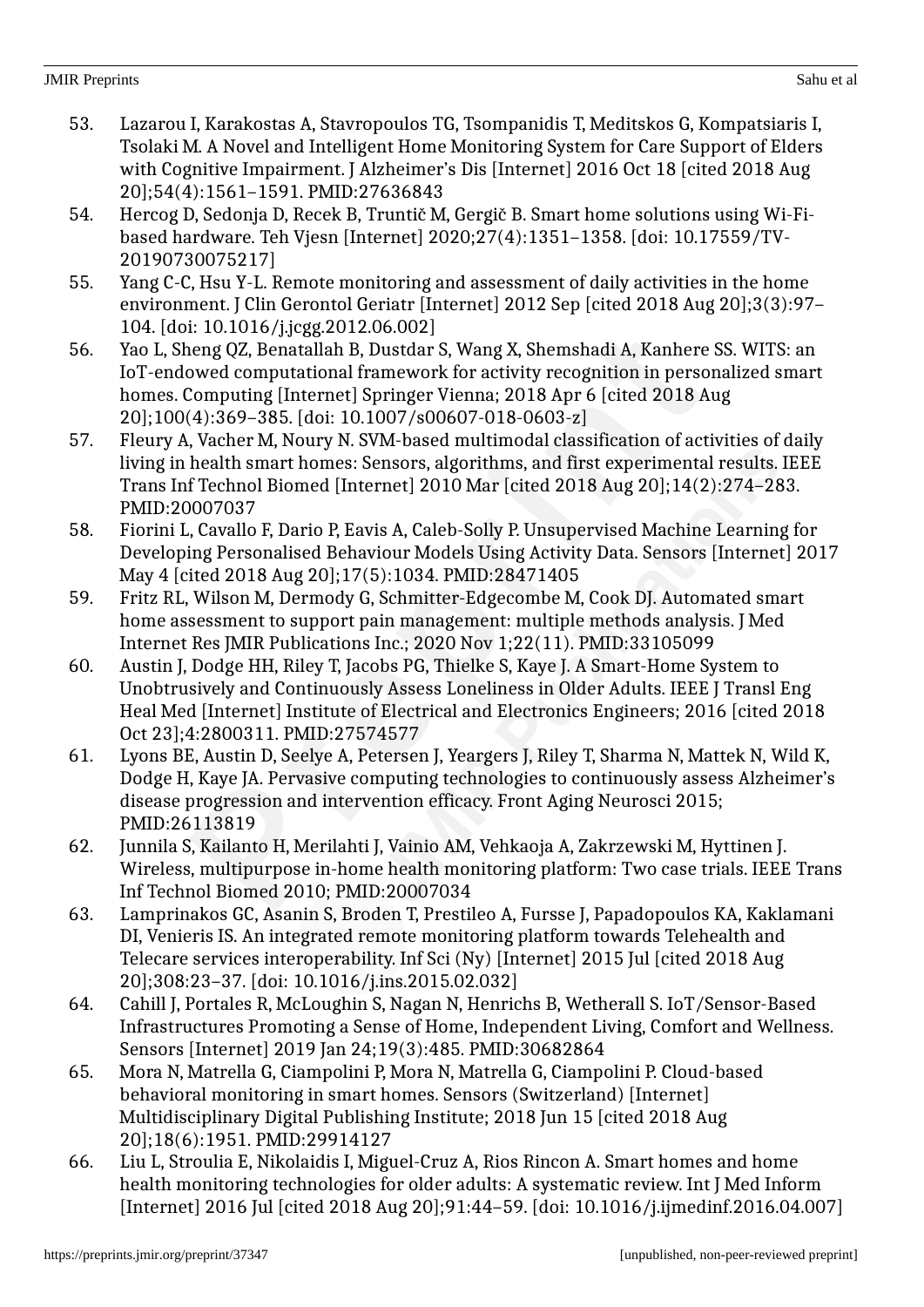53. Lazarou I, Karakostas A, Stavropoulos TG, Tsompanidis T, Meditskos G, Kompatsiaris I, Tsolaki M. A Novel and Intelligent Home Monitoring System for Care Support of Elders with Cognitive Impairment. J Alzheimer's Dis [Internet] 2016 Oct 18 [cited 2018 Aug 20];54(4):1561–1591. PMID:27636843
54. Hercog D, Sedonja D, Recek B, Truntič M, Gergič B. Smart home solutions using Wi-Fi-based hardware. Teh Vjesn [Internet] 2020;27(4):1351–1358. [doi: 10.17559/TV-20190730075217]
55. Yang C-C, Hsu Y-L. Remote monitoring and assessment of daily activities in the home environment. J Clin Gerontol Geriatr [Internet] 2012 Sep [cited 2018 Aug 20];3(3):97–104. [doi: 10.1016/j.jcgg.2012.06.002]
56. Yao L, Sheng QZ, Benatallah B, Dustdar S, Wang X, Shemshadi A, Kanhere SS. WITS: an IoT-endowed computational framework for activity recognition in personalized smart homes. Computing [Internet] Springer Vienna; 2018 Apr 6 [cited 2018 Aug 20];100(4):369–385. [doi: 10.1007/s00607-018-0603-z]
57. Fleury A, Vacher M, Noury N. SVM-based multimodal classification of activities of daily living in health smart homes: Sensors, algorithms, and first experimental results. IEEE Trans Inf Technol Biomed [Internet] 2010 Mar [cited 2018 Aug 20];14(2):274–283. PMID:20007037
58. Fiorini L, Cavallo F, Dario P, Eavis A, Caleb-Solly P. Unsupervised Machine Learning for Developing Personalised Behaviour Models Using Activity Data. Sensors [Internet] 2017 May 4 [cited 2018 Aug 20];17(5):1034. PMID:28471405
59. Fritz RL, Wilson M, Dermody G, Schmitter-Edgecombe M, Cook DJ. Automated smart home assessment to support pain management: multiple methods analysis. J Med Internet Res JMIR Publications Inc.; 2020 Nov 1;22(11). PMID:33105099
60. Austin J, Dodge HH, Riley T, Jacobs PG, Thielke S, Kaye J. A Smart-Home System to Unobtrusively and Continuously Assess Loneliness in Older Adults. IEEE J Transl Eng Heal Med [Internet] Institute of Electrical and Electronics Engineers; 2016 [cited 2018 Oct 23];4:2800311. PMID:27574577
61. Lyons BE, Austin D, Seelye A, Petersen J, Yeargers J, Riley T, Sharma N, Mattek N, Wild K, Dodge H, Kaye JA. Pervasive computing technologies to continuously assess Alzheimer's disease progression and intervention efficacy. Front Aging Neurosci 2015; PMID:26113819
62. Junnila S, Kailanto H, Merilahti J, Vainio AM, Vehkaoja A, Zakrzewski M, Hyttinen J. Wireless, multipurpose in-home health monitoring platform: Two case trials. IEEE Trans Inf Technol Biomed 2010; PMID:20007034
63. Lamprinakos GC, Asanin S, Broden T, Prestileo A, Fursse J, Papadopoulos KA, Kaklamani DI, Venieris IS. An integrated remote monitoring platform towards Telehealth and Telecare services interoperability. Inf Sci (Ny) [Internet] 2015 Jul [cited 2018 Aug 20];308:23–37. [doi: 10.1016/j.ins.2015.02.032]
64. Cahill J, Portales R, McLoughin S, Nagan N, Henrichs B, Wetherall S. IoT/Sensor-Based Infrastructures Promoting a Sense of Home, Independent Living, Comfort and Wellness. Sensors [Internet] 2019 Jan 24;19(3):485. PMID:30682864
65. Mora N, Matrella G, Ciampolini P, Mora N, Matrella G, Ciampolini P. Cloud-based behavioral monitoring in smart homes. Sensors (Switzerland) [Internet] Multidisciplinary Digital Publishing Institute; 2018 Jun 15 [cited 2018 Aug 20];18(6):1951. PMID:29914127
66. Liu L, Stroulia E, Nikolaidis I, Miguel-Cruz A, Rios Rincon A. Smart homes and home health monitoring technologies for older adults: A systematic review. Int J Med Inform [Internet] 2016 Jul [cited 2018 Aug 20];91:44–59. [doi: 10.1016/j.ijmedinf.2016.04.007]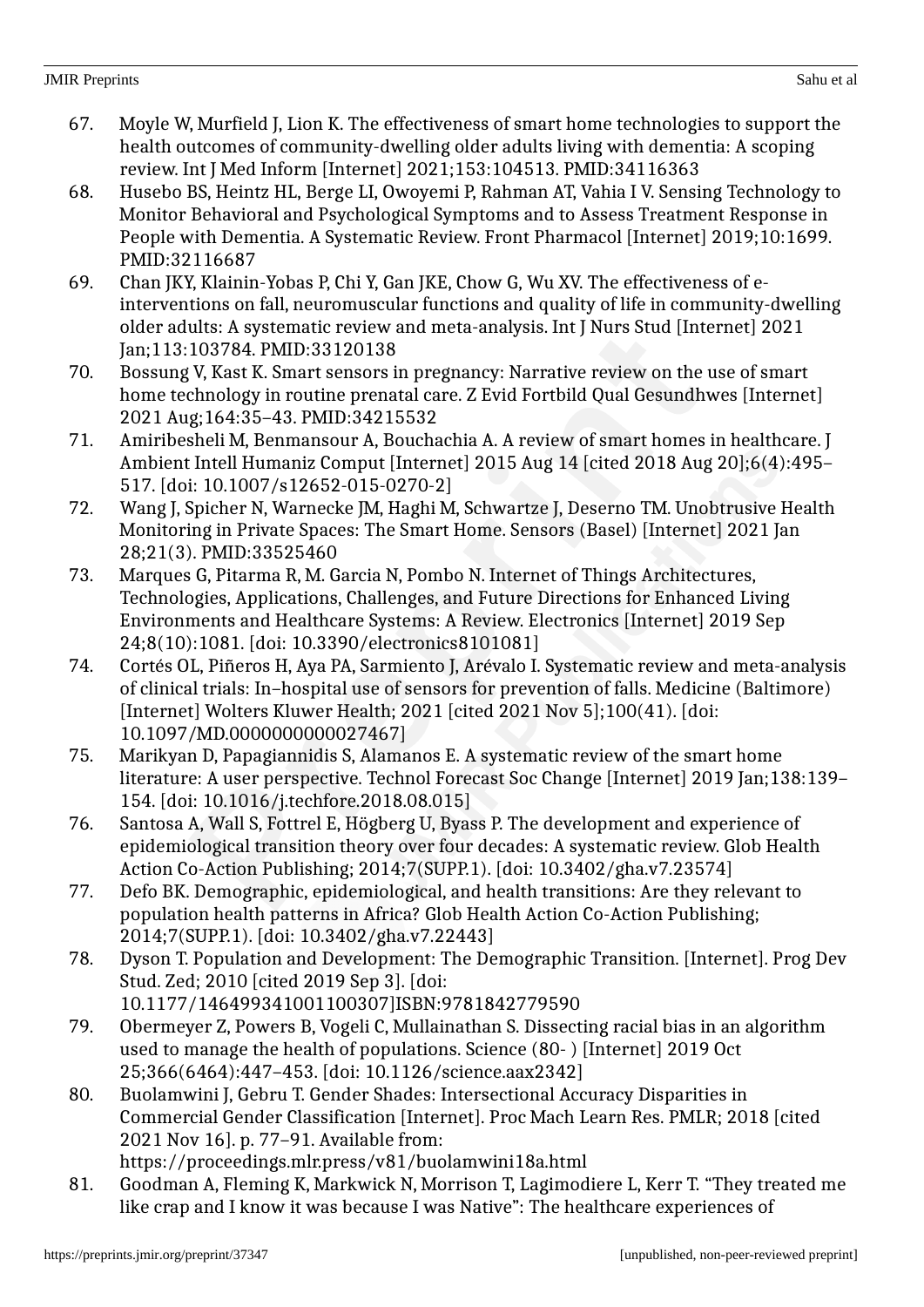67. Moyle W, Murfield J, Lion K. The effectiveness of smart home technologies to support the health outcomes of community-dwelling older adults living with dementia: A scoping review. Int J Med Inform [Internet] 2021;153:104513. PMID:34116363
68. Husebo BS, Heintz HL, Berge LI, Owoyemi P, Rahman AT, Vahia I V. Sensing Technology to Monitor Behavioral and Psychological Symptoms and to Assess Treatment Response in People with Dementia. A Systematic Review. Front Pharmacol [Internet] 2019;10:1699. PMID:32116687
69. Chan JKY, Klainin-Yobas P, Chi Y, Gan JKE, Chow G, Wu XV. The effectiveness of e-interventions on fall, neuromuscular functions and quality of life in community-dwelling older adults: A systematic review and meta-analysis. Int J Nurs Stud [Internet] 2021 Jan;113:103784. PMID:33120138
70. Bossung V, Kast K. Smart sensors in pregnancy: Narrative review on the use of smart home technology in routine prenatal care. Z Evid Fortbild Qual Gesundhwes [Internet] 2021 Aug;164:35–43. PMID:34215532
71. Amiribesheli M, Benmansour A, Bouchachia A. A review of smart homes in healthcare. J Ambient Intell Humaniz Comput [Internet] 2015 Aug 14 [cited 2018 Aug 20];6(4):495–517. [doi: 10.1007/s12652-015-0270-2]
72. Wang J, Spicher N, Warnecke JM, Haghi M, Schwartze J, Deserno TM. Unobtrusive Health Monitoring in Private Spaces: The Smart Home. Sensors (Basel) [Internet] 2021 Jan 28;21(3). PMID:33525460
73. Marques G, Pitarma R, M. Garcia N, Pombo N. Internet of Things Architectures, Technologies, Applications, Challenges, and Future Directions for Enhanced Living Environments and Healthcare Systems: A Review. Electronics [Internet] 2019 Sep 24;8(10):1081. [doi: 10.3390/electronics8101081]
74. Cortés OL, Piñeros H, Aya PA, Sarmiento J, Arévalo I. Systematic review and meta-analysis of clinical trials: In–hospital use of sensors for prevention of falls. Medicine (Baltimore) [Internet] Wolters Kluwer Health; 2021 [cited 2021 Nov 5];100(41). [doi: 10.1097/MD.0000000000027467]
75. Marikyan D, Papagiannidis S, Alamanos E. A systematic review of the smart home literature: A user perspective. Technol Forecast Soc Change [Internet] 2019 Jan;138:139–154. [doi: 10.1016/j.techfore.2018.08.015]
76. Santosa A, Wall S, Fottrel E, Högberg U, Byass P. The development and experience of epidemiological transition theory over four decades: A systematic review. Glob Health Action Co-Action Publishing; 2014;7(SUPP.1). [doi: 10.3402/gha.v7.23574]
77. Defo BK. Demographic, epidemiological, and health transitions: Are they relevant to population health patterns in Africa? Glob Health Action Co-Action Publishing; 2014;7(SUPP.1). [doi: 10.3402/gha.v7.22443]
78. Dyson T. Population and Development: The Demographic Transition. [Internet]. Prog Dev Stud. Zed; 2010 [cited 2019 Sep 3]. [doi: 10.1177/146499341001100307]ISBN:9781842779590
79. Obermeyer Z, Powers B, Vogeli C, Mullainathan S. Dissecting racial bias in an algorithm used to manage the health of populations. Science (80- ) [Internet] 2019 Oct 25;366(6464):447–453. [doi: 10.1126/science.aax2342]
80. Buolamwini J, Gebru T. Gender Shades: Intersectional Accuracy Disparities in Commercial Gender Classification [Internet]. Proc Mach Learn Res. PMLR; 2018 [cited 2021 Nov 16]. p. 77–91. Available from: https://proceedings.mlr.press/v81/buolamwini18a.html
81. Goodman A, Fleming K, Markwick N, Morrison T, Lagimodiere L, Kerr T. "They treated me like crap and I know it was because I was Native": The healthcare experiences of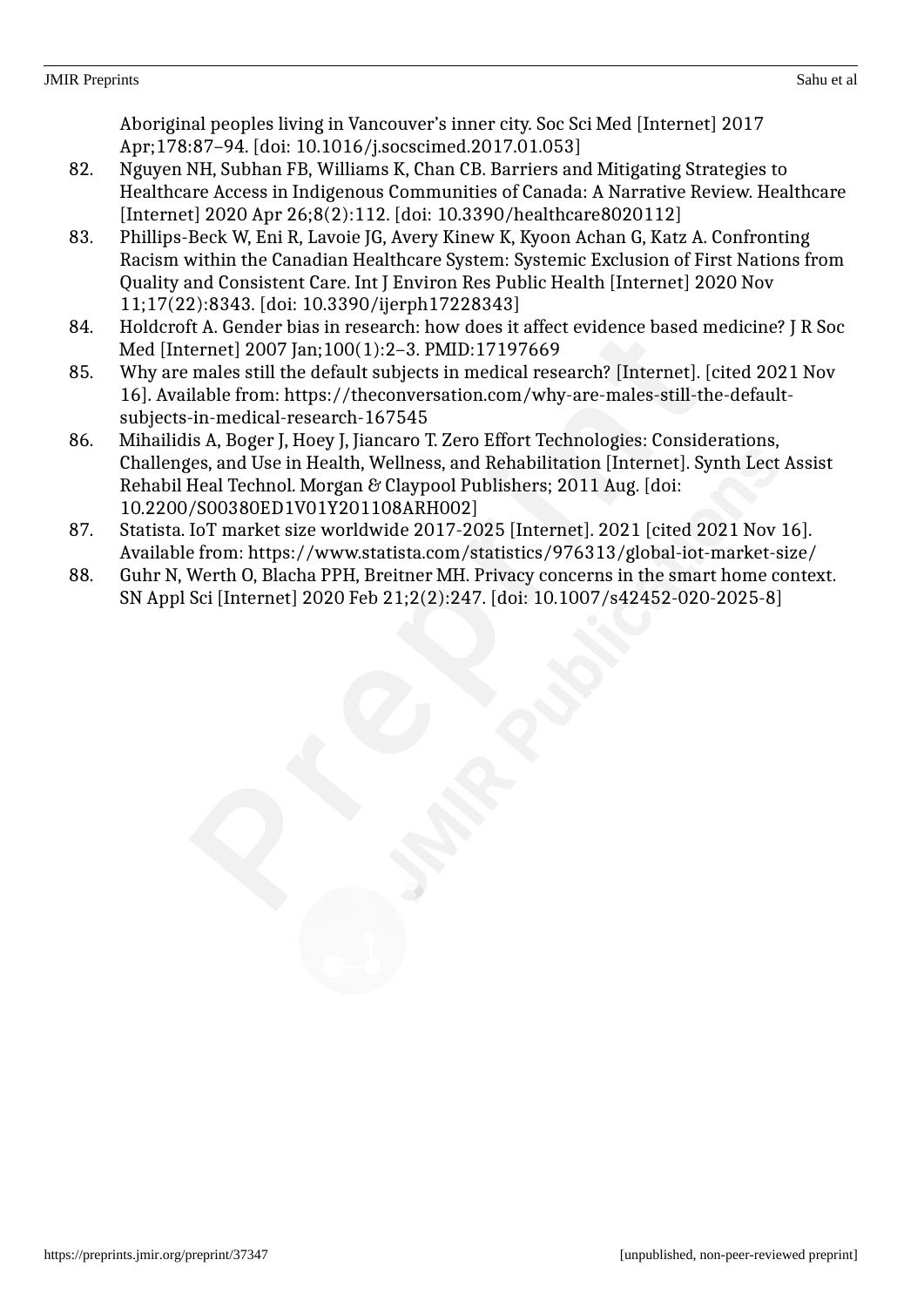Aboriginal peoples living in Vancouver's inner city. Soc Sci Med [Internet] 2017 Apr;178:87–94. [doi: 10.1016/j.socscimed.2017.01.053]

82. Nguyen NH, Subhan FB, Williams K, Chan CB. Barriers and Mitigating Strategies to Healthcare Access in Indigenous Communities of Canada: A Narrative Review. Healthcare [Internet] 2020 Apr 26;8(2):112. [doi: 10.3390/healthcare8020112]
83. Phillips-Beck W, Eni R, Lavoie JG, Avery Kinew K, Kyoon Achan G, Katz A. Confronting Racism within the Canadian Healthcare System: Systemic Exclusion of First Nations from Quality and Consistent Care. Int J Environ Res Public Health [Internet] 2020 Nov 11;17(22):8343. [doi: 10.3390/ijerph17228343]
84. Holdcroft A. Gender bias in research: how does it affect evidence based medicine? J R Soc Med [Internet] 2007 Jan;100(1):2–3. PMID:17197669
85. Why are males still the default subjects in medical research? [Internet]. [cited 2021 Nov 16]. Available from: https://theconversation.com/why-are-males-still-the-default-subjects-in-medical-research-167545
86. Mihailidis A, Boger J, Hoey J, Jiancaro T. Zero Effort Technologies: Considerations, Challenges, and Use in Health, Wellness, and Rehabilitation [Internet]. Synth Lect Assist Rehabil Heal Technol. Morgan & Claypool Publishers; 2011 Aug. [doi: 10.2200/S00380ED1V01Y201108ARH002]
87. Statista. IoT market size worldwide 2017-2025 [Internet]. 2021 [cited 2021 Nov 16]. Available from: https://www.statista.com/statistics/976313/global-iot-market-size/
88. Guhr N, Werth O, Blacha PPH, Breitner MH. Privacy concerns in the smart home context. SN Appl Sci [Internet] 2020 Feb 21;2(2):247. [doi: 10.1007/s42452-020-2025-8]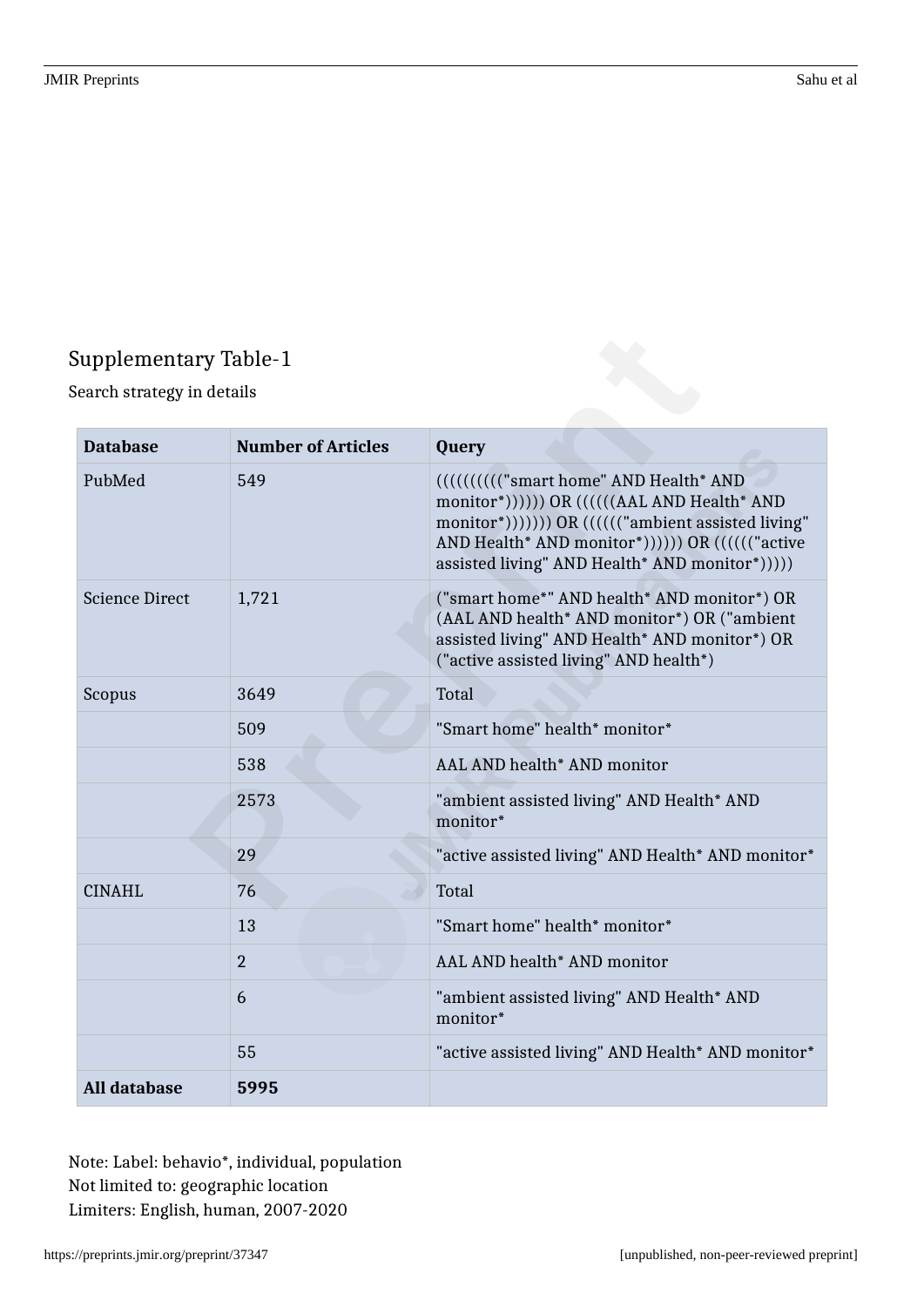Supplementary Table-1

Search strategy in details

| Database | Number of Articles | Query |
|---|---|---|
| PubMed | 549 | (((((((((("smart home" AND Health* AND monitor*)))))) OR ((((((AAL AND Health* AND monitor*))))))) OR (((((("ambient assisted living" AND Health* AND monitor*)))))) OR (((((("active assisted living" AND Health* AND monitor*))))) |
| Science Direct | 1,721 | ("smart home*" AND health* AND monitor*) OR (AAL AND health* AND monitor*) OR ("ambient assisted living" AND Health* AND monitor*) OR ("active assisted living" AND health*) |
| Scopus | 3649 | Total |
| | 509 | "Smart home" health* monitor* |
| | 538 | AAL AND health* AND monitor |
| | 2573 | "ambient assisted living" AND Health* AND monitor* |
| | 29 | "active assisted living" AND Health* AND monitor* |
| CINAHL | 76 | Total |
| | 13 | "Smart home" health* monitor* |
| | 2 | AAL AND health* AND monitor |
| | 6 | "ambient assisted living" AND Health* AND monitor* |
| | 55 | "active assisted living" AND Health* AND monitor* |
| **All database** | **5995** | |

Note: Label: behavio*, individual, population
Not limited to: geographic location
Limiters: English, human, 2007-2020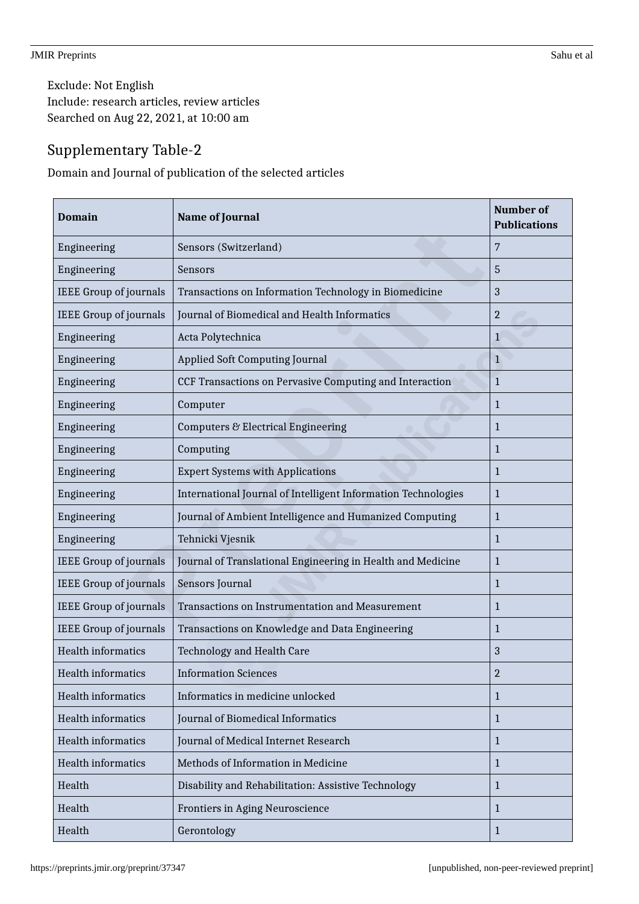Exclude: Not English
Include: research articles, review articles
Searched on Aug 22, 2021, at 10:00 am

## Supplementary Table-2

Domain and Journal of publication of the selected articles

| Domain | Name of Journal | Number of Publications |
|---|---|---|
| Engineering | Sensors (Switzerland) | 7 |
| Engineering | Sensors | 5 |
| IEEE Group of journals | Transactions on Information Technology in Biomedicine | 3 |
| IEEE Group of journals | Journal of Biomedical and Health Informatics | 2 |
| Engineering | Acta Polytechnica | 1 |
| Engineering | Applied Soft Computing Journal | 1 |
| Engineering | CCF Transactions on Pervasive Computing and Interaction | 1 |
| Engineering | Computer | 1 |
| Engineering | Computers & Electrical Engineering | 1 |
| Engineering | Computing | 1 |
| Engineering | Expert Systems with Applications | 1 |
| Engineering | International Journal of Intelligent Information Technologies | 1 |
| Engineering | Journal of Ambient Intelligence and Humanized Computing | 1 |
| Engineering | Tehnicki Vjesnik | 1 |
| IEEE Group of journals | Journal of Translational Engineering in Health and Medicine | 1 |
| IEEE Group of journals | Sensors Journal | 1 |
| IEEE Group of journals | Transactions on Instrumentation and Measurement | 1 |
| IEEE Group of journals | Transactions on Knowledge and Data Engineering | 1 |
| Health informatics | Technology and Health Care | 3 |
| Health informatics | Information Sciences | 2 |
| Health informatics | Informatics in medicine unlocked | 1 |
| Health informatics | Journal of Biomedical Informatics | 1 |
| Health informatics | Journal of Medical Internet Research | 1 |
| Health informatics | Methods of Information in Medicine | 1 |
| Health | Disability and Rehabilitation: Assistive Technology | 1 |
| Health | Frontiers in Aging Neuroscience | 1 |
| Health | Gerontology | 1 |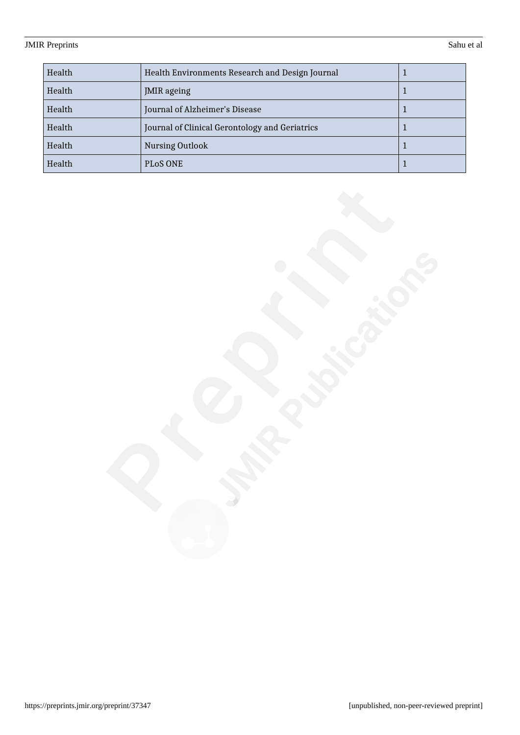| Health | Health Environments Research and Design Journal | 1 |
|---|---|---|
| Health | JMIR ageing | 1 |
| Health | Journal of Alzheimer's Disease | 1 |
| Health | Journal of Clinical Gerontology and Geriatrics | 1 |
| Health | Nursing Outlook | 1 |
| Health | PLoS ONE | 1 |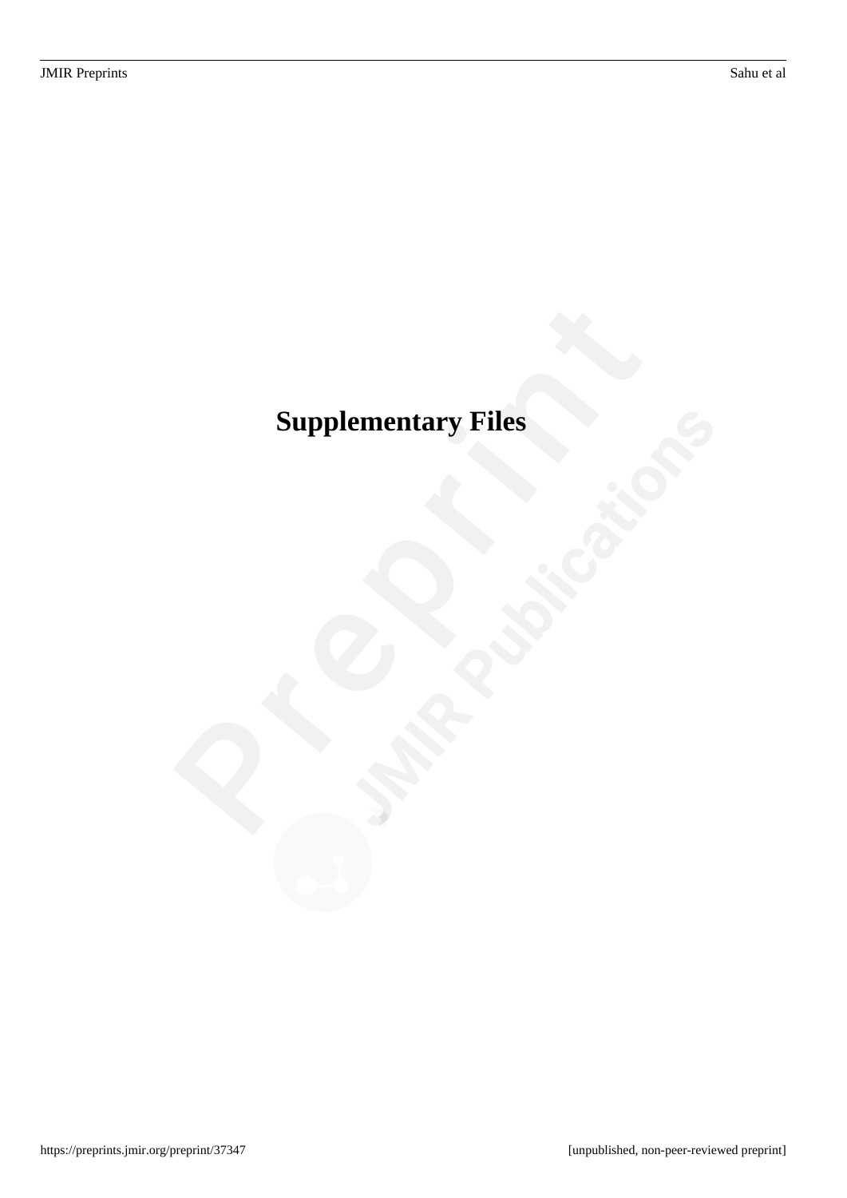# Supplementary Files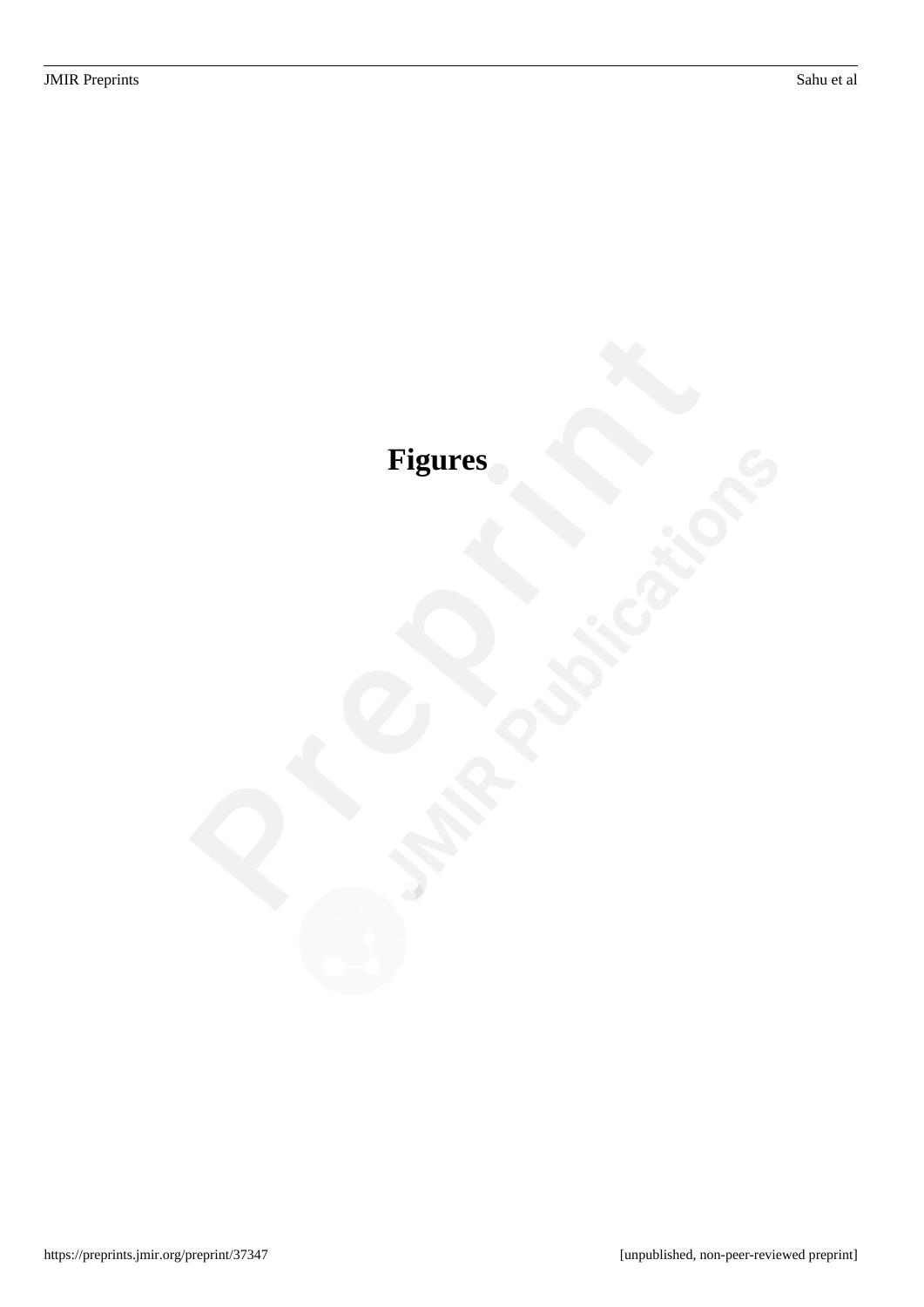# Figures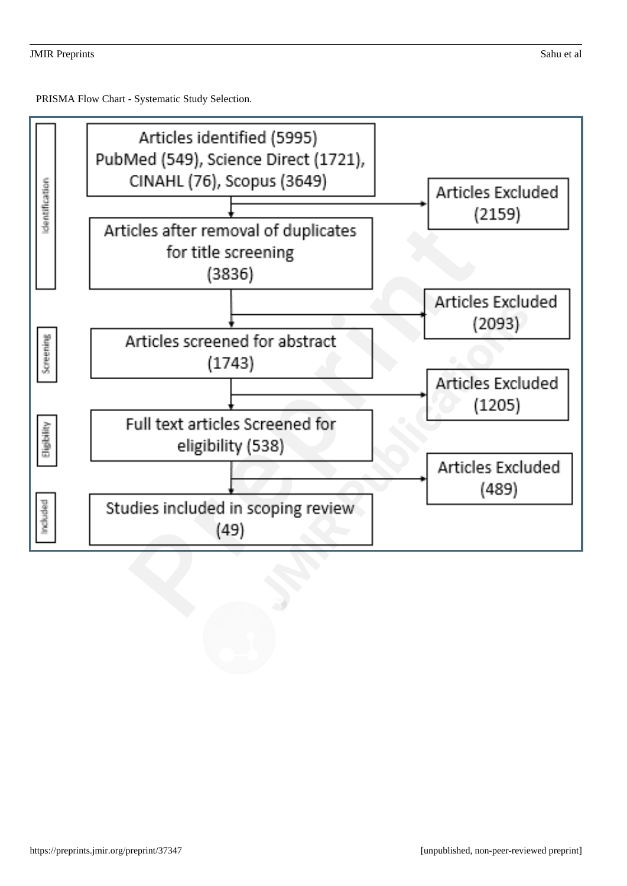PRISMA Flow Chart - Systematic Study Selection.

**Identification**

Articles identified (5995)
PubMed (549), Science Direct (1721), CINAHL (76), Scopus (3649)

→ Articles Excluded (2159)

Articles after removal of duplicates for title screening (3836)

→ Articles Excluded (2093)

**Screening**

Articles screened for abstract (1743)

→ Articles Excluded (1205)

**Eligibility**

Full text articles Screened for eligibility (538)

→ Articles Excluded (489)

**Included**

Studies included in scoping review (49)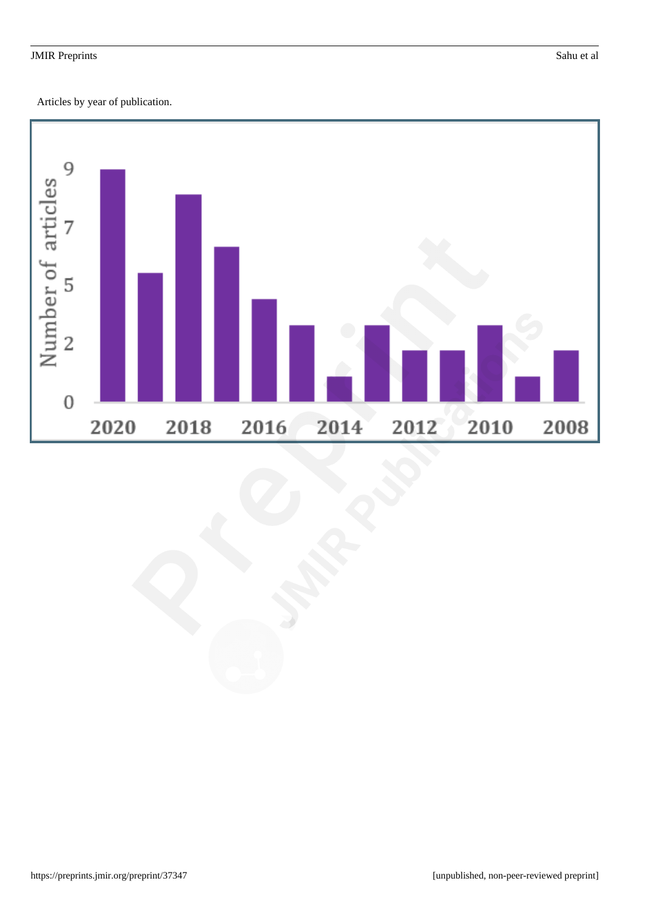Articles by year of publication.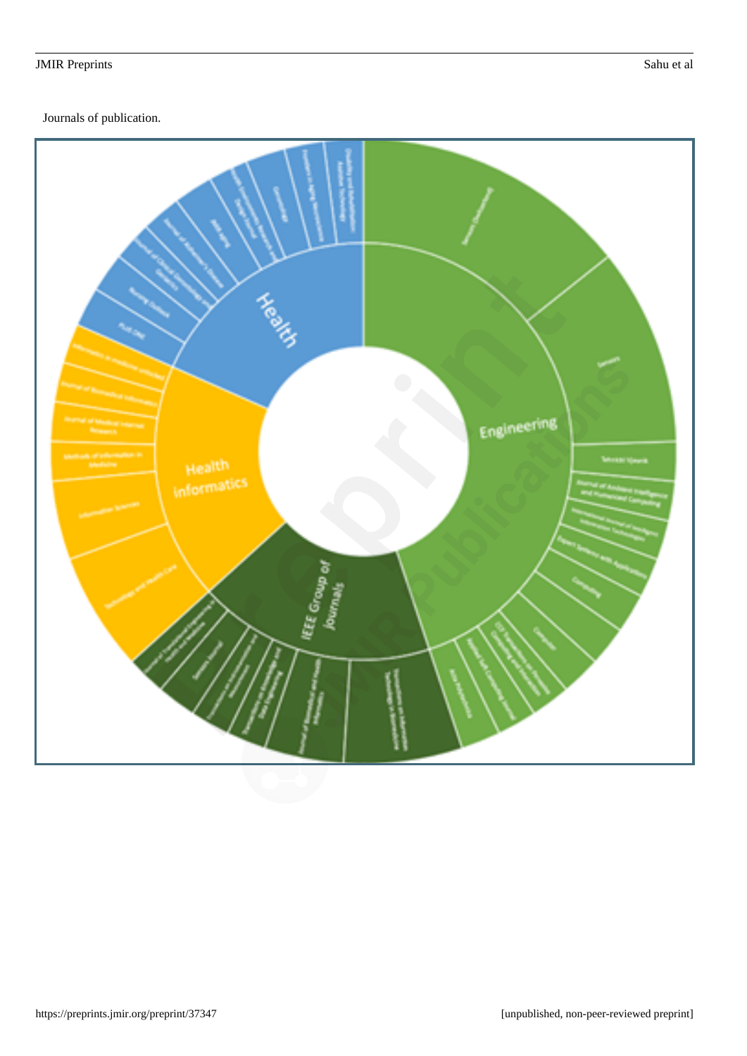Journals of publication.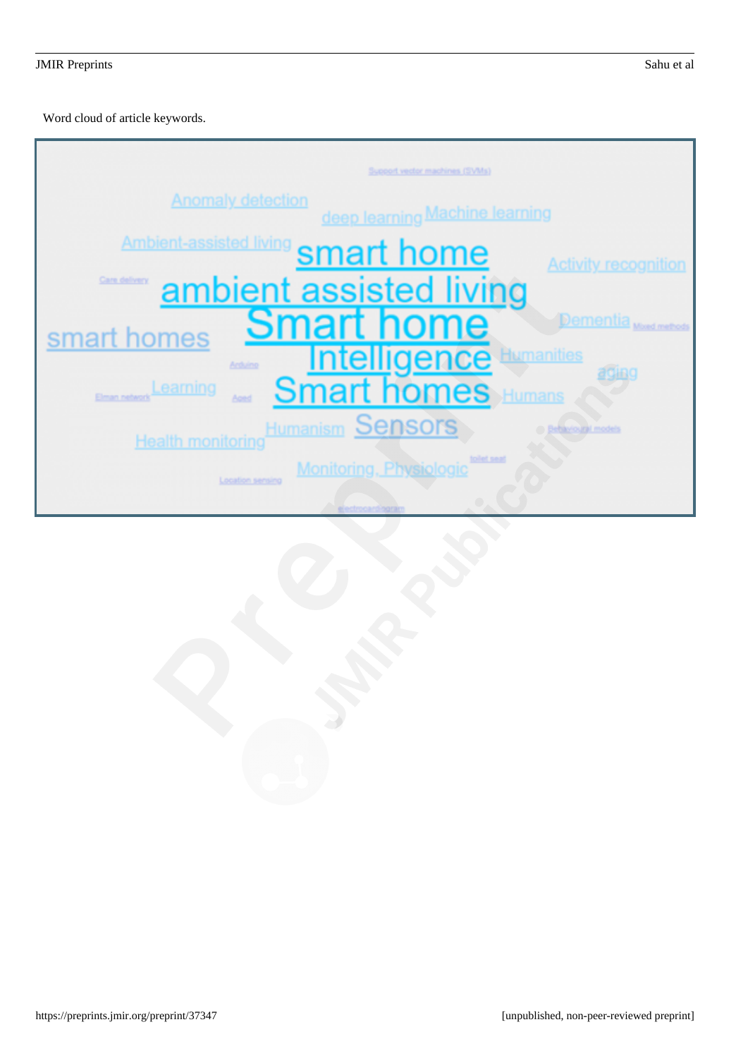Word cloud of article keywords.

Support vector machines (SVMs)
Anomaly detection
deep learning
Machine learning
Ambient-assisted living
smart home
Activity recognition
Care delivery
ambient assisted living
Smart home
Dementia
Mixed methods
smart homes
Intelligence
Humanities
Arduino
aging
Elman network
Learning
Aged
Smart homes
Humans
Humanism
Sensors
Behavioural models
Health monitoring
toilet seat
Monitoring, Physiologic
Location sensing
electrocardiogram